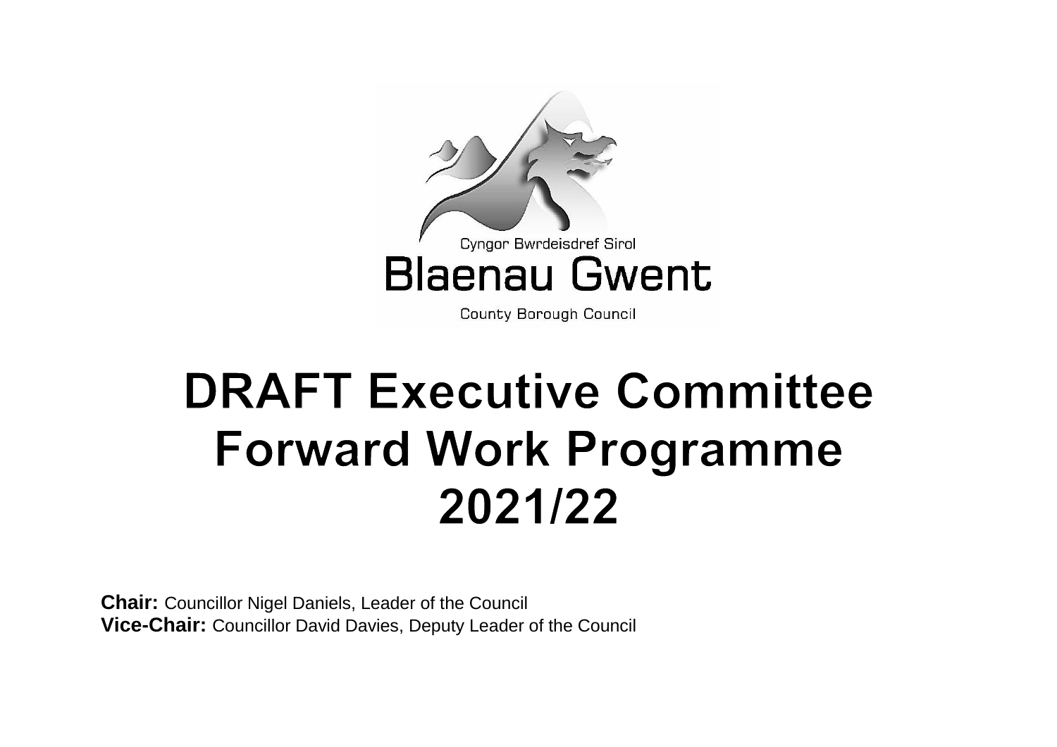Cyngor Bwrdeisdref Sirol

Blaenau Gwent

County Borough Council

# DRAFT Executive Committee Forward Work Programme 2021/22

**Chair:** Councillor Nigel Daniels, Leader of the Council
**Vice-Chair:** Councillor David Davies, Deputy Leader of the Council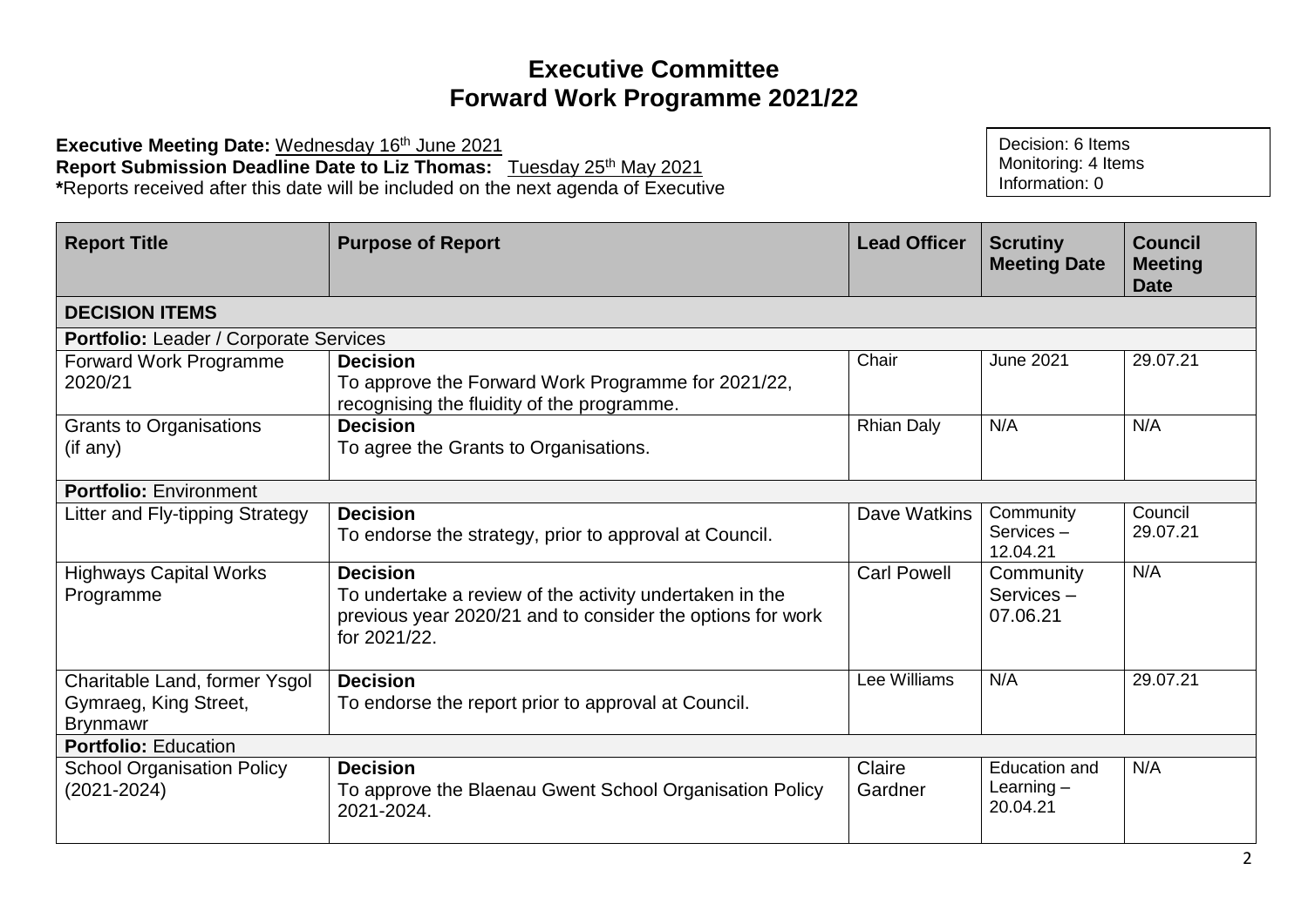# Executive Committee
# Forward Work Programme 2021/22

**Executive Meeting Date:** Wednesday 16th June 2021
**Report Submission Deadline Date to Liz Thomas:** Tuesday 25th May 2021
**\***Reports received after this date will be included on the next agenda of Executive

Decision: 6 Items
Monitoring: 4 Items
Information: 0

| Report Title | Purpose of Report | Lead Officer | Scrutiny Meeting Date | Council Meeting Date |
|---|---|---|---|---|
| **DECISION ITEMS** | | | | |
| **Portfolio:** Leader / Corporate Services | | | | |
| Forward Work Programme 2020/21 | **Decision**<br>To approve the Forward Work Programme for 2021/22, recognising the fluidity of the programme. | Chair | June 2021 | 29.07.21 |
| Grants to Organisations (if any) | **Decision**<br>To agree the Grants to Organisations. | Rhian Daly | N/A | N/A |
| **Portfolio:** Environment | | | | |
| Litter and Fly-tipping Strategy | **Decision**<br>To endorse the strategy, prior to approval at Council. | Dave Watkins | Community Services – 12.04.21 | Council 29.07.21 |
| Highways Capital Works Programme | **Decision**<br>To undertake a review of the activity undertaken in the previous year 2020/21 and to consider the options for work for 2021/22. | Carl Powell | Community Services – 07.06.21 | N/A |
| Charitable Land, former Ysgol Gymraeg, King Street, Brynmawr | **Decision**<br>To endorse the report prior to approval at Council. | Lee Williams | N/A | 29.07.21 |
| **Portfolio:** Education | | | | |
| School Organisation Policy (2021-2024) | **Decision**<br>To approve the Blaenau Gwent School Organisation Policy 2021-2024. | Claire Gardner | Education and Learning – 20.04.21 | N/A |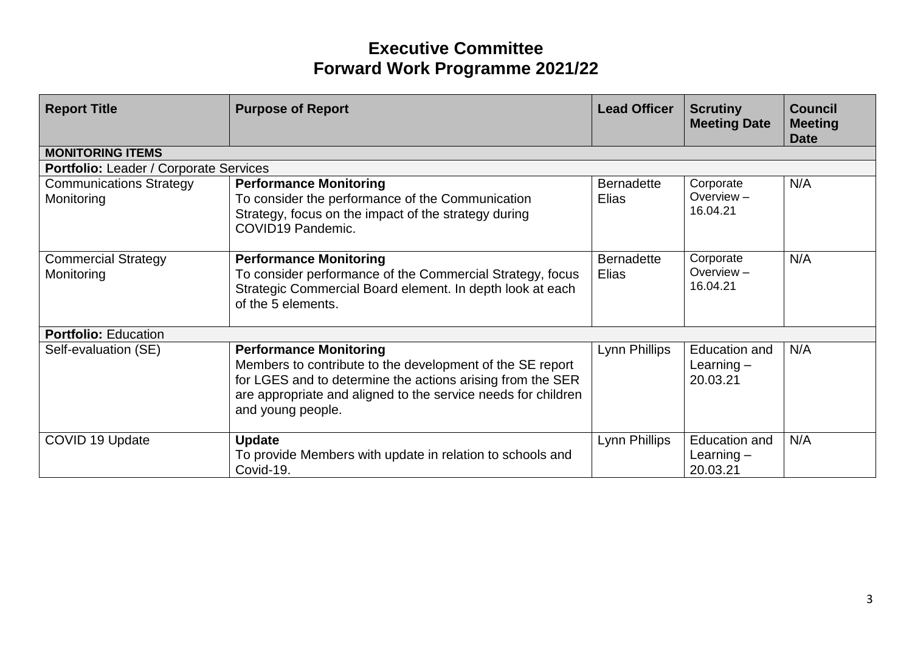# Executive Committee
# Forward Work Programme 2021/22

| Report Title | Purpose of Report | Lead Officer | Scrutiny Meeting Date | Council Meeting Date |
|---|---|---|---|---|
| **MONITORING ITEMS** | | | | |
| **Portfolio:** Leader / Corporate Services | | | | |
| Communications Strategy Monitoring | **Performance Monitoring**<br>To consider the performance of the Communication Strategy, focus on the impact of the strategy during COVID19 Pandemic. | Bernadette Elias | Corporate Overview – 16.04.21 | N/A |
| Commercial Strategy Monitoring | **Performance Monitoring**<br>To consider performance of the Commercial Strategy, focus Strategic Commercial Board element. In depth look at each of the 5 elements. | Bernadette Elias | Corporate Overview – 16.04.21 | N/A |
| **Portfolio:** Education | | | | |
| Self-evaluation (SE) | **Performance Monitoring**<br>Members to contribute to the development of the SE report for LGES and to determine the actions arising from the SER are appropriate and aligned to the service needs for children and young people. | Lynn Phillips | Education and Learning – 20.03.21 | N/A |
| COVID 19 Update | **Update**<br>To provide Members with update in relation to schools and Covid-19. | Lynn Phillips | Education and Learning – 20.03.21 | N/A |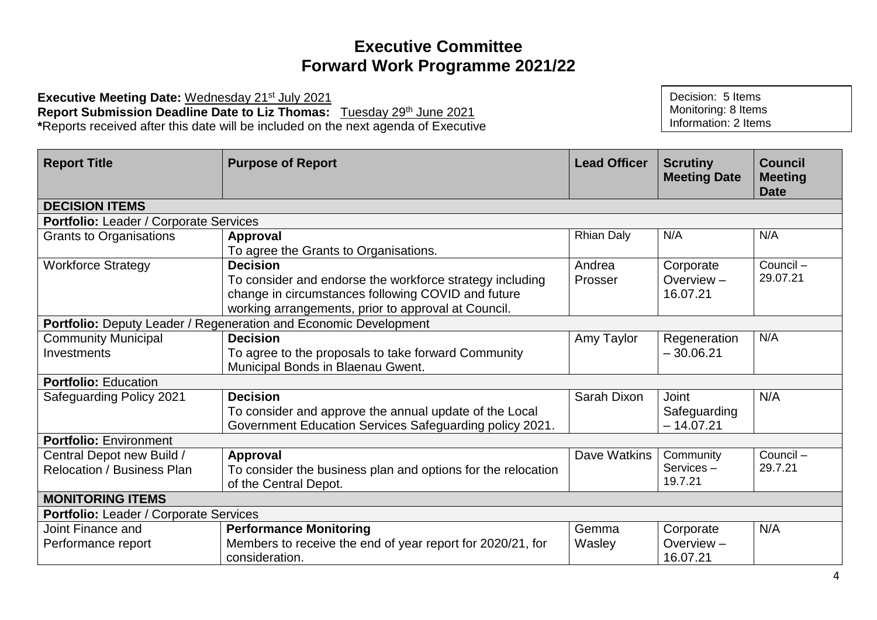# Executive Committee
# Forward Work Programme 2021/22

**Executive Meeting Date:** Wednesday 21st July 2021
**Report Submission Deadline Date to Liz Thomas:** Tuesday 29th June 2021
**\***Reports received after this date will be included on the next agenda of Executive

Decision: 5 Items
Monitoring: 8 Items
Information: 2 Items

| Report Title | Purpose of Report | Lead Officer | Scrutiny Meeting Date | Council Meeting Date |
|---|---|---|---|---|
| **DECISION ITEMS** | | | | |
| **Portfolio:** Leader / Corporate Services | | | | |
| Grants to Organisations | **Approval**<br>To agree the Grants to Organisations. | Rhian Daly | N/A | N/A |
| Workforce Strategy | **Decision**<br>To consider and endorse the workforce strategy including change in circumstances following COVID and future working arrangements, prior to approval at Council. | Andrea Prosser | Corporate Overview – 16.07.21 | Council – 29.07.21 |
| **Portfolio:** Deputy Leader / Regeneration and Economic Development | | | | |
| Community Municipal Investments | **Decision**<br>To agree to the proposals to take forward Community Municipal Bonds in Blaenau Gwent. | Amy Taylor | Regeneration – 30.06.21 | N/A |
| **Portfolio:** Education | | | | |
| Safeguarding Policy 2021 | **Decision**<br>To consider and approve the annual update of the Local Government Education Services Safeguarding policy 2021. | Sarah Dixon | Joint Safeguarding – 14.07.21 | N/A |
| **Portfolio:** Environment | | | | |
| Central Depot new Build / Relocation / Business Plan | **Approval**<br>To consider the business plan and options for the relocation of the Central Depot. | Dave Watkins | Community Services – 19.7.21 | Council – 29.7.21 |
| **MONITORING ITEMS** | | | | |
| **Portfolio:** Leader / Corporate Services | | | | |
| Joint Finance and Performance report | **Performance Monitoring**<br>Members to receive the end of year report for 2020/21, for consideration. | Gemma Wasley | Corporate Overview – 16.07.21 | N/A |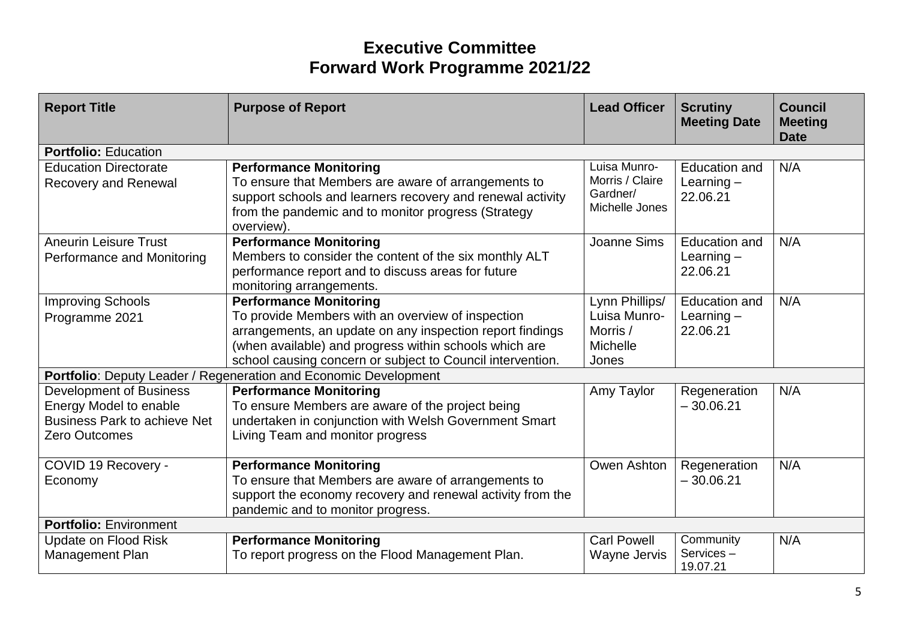# Executive Committee
# Forward Work Programme 2021/22

| Report Title | Purpose of Report | Lead Officer | Scrutiny Meeting Date | Council Meeting Date |
|---|---|---|---|---|
| **Portfolio:** Education | | | | |
| Education Directorate Recovery and Renewal | **Performance Monitoring**<br>To ensure that Members are aware of arrangements to support schools and learners recovery and renewal activity from the pandemic and to monitor progress (Strategy overview). | Luisa Munro-Morris / Claire Gardner/ Michelle Jones | Education and Learning – 22.06.21 | N/A |
| Aneurin Leisure Trust Performance and Monitoring | **Performance Monitoring**<br>Members to consider the content of the six monthly ALT performance report and to discuss areas for future monitoring arrangements. | Joanne Sims | Education and Learning – 22.06.21 | N/A |
| Improving Schools Programme 2021 | **Performance Monitoring**<br>To provide Members with an overview of inspection arrangements, an update on any inspection report findings (when available) and progress within schools which are school causing concern or subject to Council intervention. | Lynn Phillips/ Luisa Munro-Morris / Michelle Jones | Education and Learning – 22.06.21 | N/A |
| **Portfolio**: Deputy Leader / Regeneration and Economic Development | | | | |
| Development of Business Energy Model to enable Business Park to achieve Net Zero Outcomes | **Performance Monitoring**<br>To ensure Members are aware of the project being undertaken in conjunction with Welsh Government Smart Living Team and monitor progress | Amy Taylor | Regeneration – 30.06.21 | N/A |
| COVID 19 Recovery - Economy | **Performance Monitoring**<br>To ensure that Members are aware of arrangements to support the economy recovery and renewal activity from the pandemic and to monitor progress. | Owen Ashton | Regeneration – 30.06.21 | N/A |
| **Portfolio:** Environment | | | | |
| Update on Flood Risk Management Plan | **Performance Monitoring**<br>To report progress on the Flood Management Plan. | Carl Powell<br>Wayne Jervis | Community Services – 19.07.21 | N/A |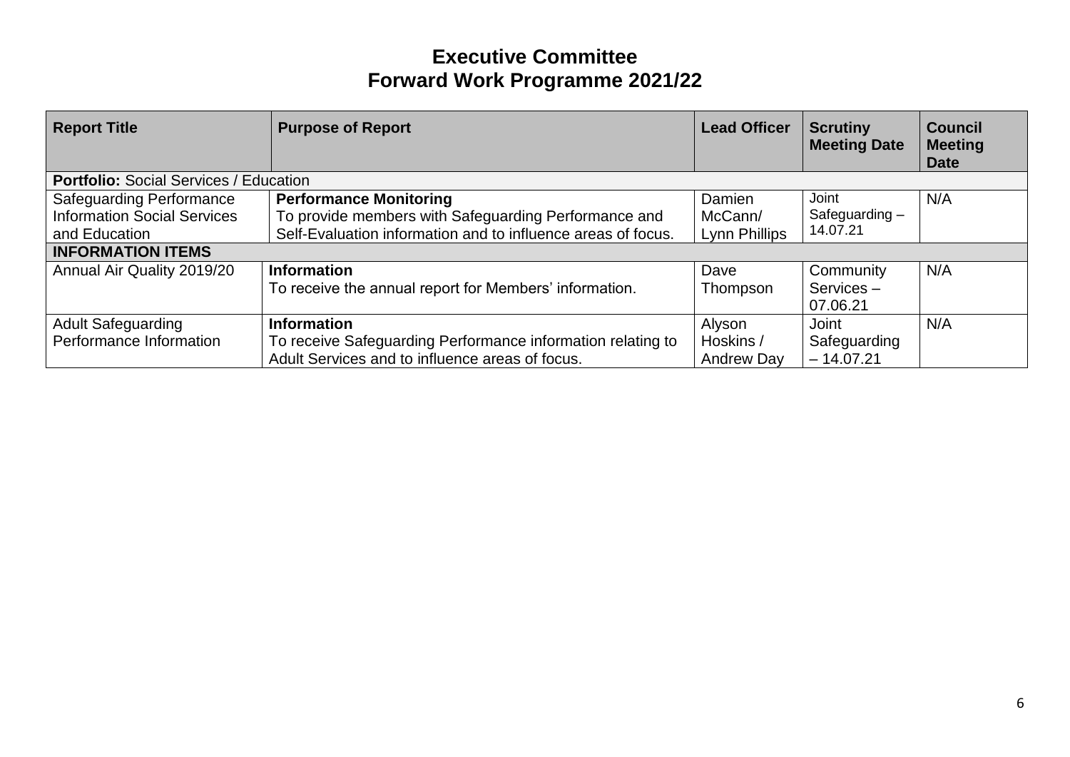# Executive Committee
# Forward Work Programme 2021/22

| Report Title | Purpose of Report | Lead Officer | Scrutiny Meeting Date | Council Meeting Date |
|---|---|---|---|---|
| **Portfolio:** Social Services / Education | | | | |
| Safeguarding Performance Information Social Services and Education | **Performance Monitoring** To provide members with Safeguarding Performance and Self-Evaluation information and to influence areas of focus. | Damien McCann/ Lynn Phillips | Joint Safeguarding – 14.07.21 | N/A |
| **INFORMATION ITEMS** | | | | |
| Annual Air Quality 2019/20 | **Information** To receive the annual report for Members' information. | Dave Thompson | Community Services – 07.06.21 | N/A |
| Adult Safeguarding Performance Information | **Information** To receive Safeguarding Performance information relating to Adult Services and to influence areas of focus. | Alyson Hoskins / Andrew Day | Joint Safeguarding – 14.07.21 | N/A |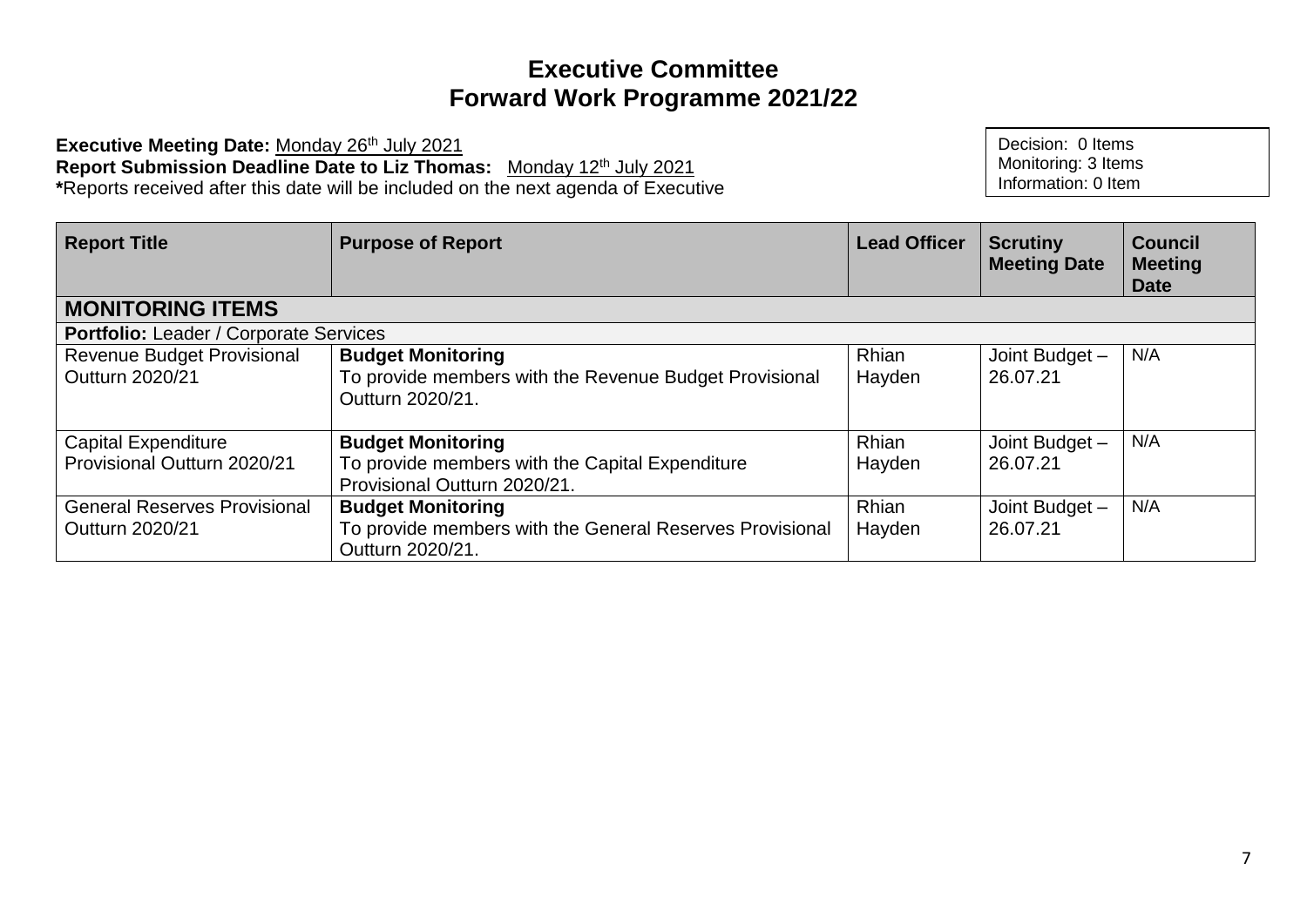# Executive Committee
# Forward Work Programme 2021/22

**Executive Meeting Date:** Monday 26th July 2021
**Report Submission Deadline Date to Liz Thomas:** Monday 12th July 2021
***Reports received after this date will be included on the next agenda of Executive**

Decision: 0 Items
Monitoring: 3 Items
Information: 0 Item

| Report Title | Purpose of Report | Lead Officer | Scrutiny Meeting Date | Council Meeting Date |
|---|---|---|---|---|
| **MONITORING ITEMS** | | | | |
| **Portfolio:** Leader / Corporate Services | | | | |
| Revenue Budget Provisional Outturn 2020/21 | **Budget Monitoring** To provide members with the Revenue Budget Provisional Outturn 2020/21. | Rhian Hayden | Joint Budget – 26.07.21 | N/A |
| Capital Expenditure Provisional Outturn 2020/21 | **Budget Monitoring** To provide members with the Capital Expenditure Provisional Outturn 2020/21. | Rhian Hayden | Joint Budget – 26.07.21 | N/A |
| General Reserves Provisional Outturn 2020/21 | **Budget Monitoring** To provide members with the General Reserves Provisional Outturn 2020/21. | Rhian Hayden | Joint Budget – 26.07.21 | N/A |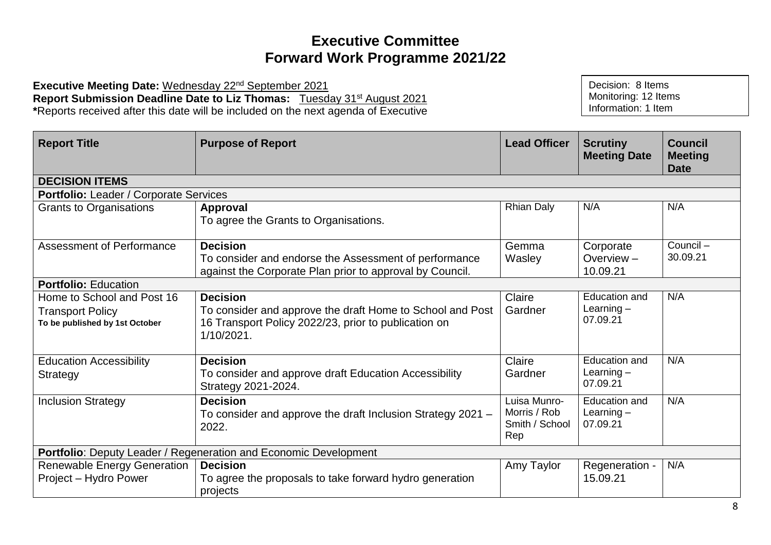# Executive Committee
# Forward Work Programme 2021/22

**Executive Meeting Date:** Wednesday 22nd September 2021
**Report Submission Deadline Date to Liz Thomas:** Tuesday 31st August 2021
***Reports received after this date will be included on the next agenda of Executive**

Decision: 8 Items
Monitoring: 12 Items
Information: 1 Item

| Report Title | Purpose of Report | Lead Officer | Scrutiny Meeting Date | Council Meeting Date |
|---|---|---|---|---|
| **DECISION ITEMS** | | | | |
| **Portfolio:** Leader / Corporate Services | | | | |
| Grants to Organisations | **Approval** To agree the Grants to Organisations. | Rhian Daly | N/A | N/A |
| Assessment of Performance | **Decision** To consider and endorse the Assessment of performance against the Corporate Plan prior to approval by Council. | Gemma Wasley | Corporate Overview – 10.09.21 | Council – 30.09.21 |
| **Portfolio:** Education | | | | |
| Home to School and Post 16 Transport Policy **To be published by 1st October** | **Decision** To consider and approve the draft Home to School and Post 16 Transport Policy 2022/23, prior to publication on 1/10/2021. | Claire Gardner | Education and Learning – 07.09.21 | N/A |
| Education Accessibility Strategy | **Decision** To consider and approve draft Education Accessibility Strategy 2021-2024. | Claire Gardner | Education and Learning – 07.09.21 | N/A |
| Inclusion Strategy | **Decision** To consider and approve the draft Inclusion Strategy 2021 – 2022. | Luisa Munro-Morris / Rob Smith / School Rep | Education and Learning – 07.09.21 | N/A |
| **Portfolio**: Deputy Leader / Regeneration and Economic Development | | | | |
| Renewable Energy Generation Project – Hydro Power | **Decision** To agree the proposals to take forward hydro generation projects | Amy Taylor | Regeneration - 15.09.21 | N/A |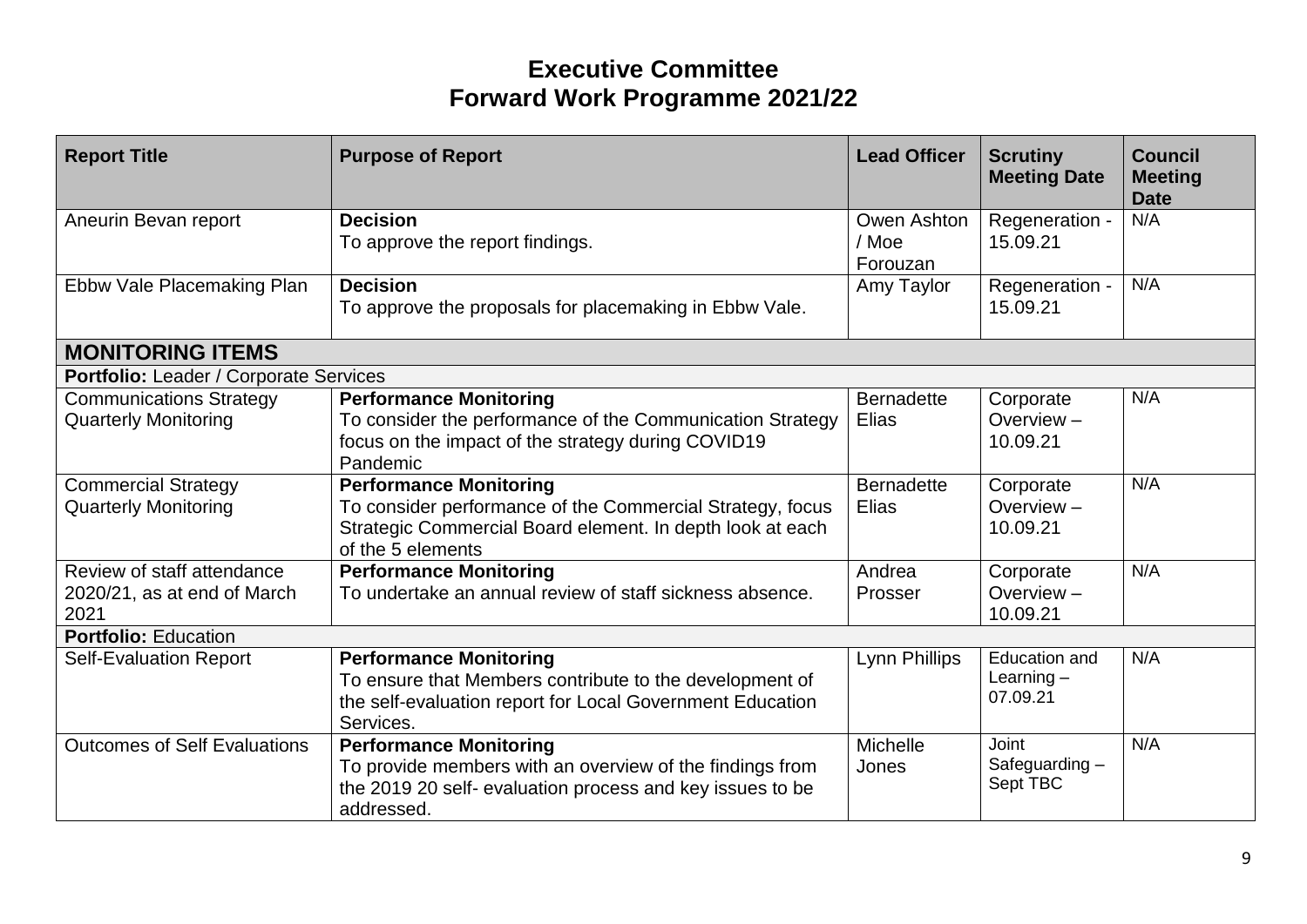# Executive Committee
# Forward Work Programme 2021/22

| Report Title | Purpose of Report | Lead Officer | Scrutiny Meeting Date | Council Meeting Date |
|---|---|---|---|---|
| Aneurin Bevan report | **Decision**<br>To approve the report findings. | Owen Ashton / Moe Forouzan | Regeneration - 15.09.21 | N/A |
| Ebbw Vale Placemaking Plan | **Decision**<br>To approve the proposals for placemaking in Ebbw Vale. | Amy Taylor | Regeneration - 15.09.21 | N/A |
| **MONITORING ITEMS** | | | | |
| **Portfolio:** Leader / Corporate Services | | | | |
| Communications Strategy Quarterly Monitoring | **Performance Monitoring**<br>To consider the performance of the Communication Strategy focus on the impact of the strategy during COVID19 Pandemic | Bernadette Elias | Corporate Overview – 10.09.21 | N/A |
| Commercial Strategy Quarterly Monitoring | **Performance Monitoring**<br>To consider performance of the Commercial Strategy, focus Strategic Commercial Board element. In depth look at each of the 5 elements | Bernadette Elias | Corporate Overview – 10.09.21 | N/A |
| Review of staff attendance 2020/21, as at end of March 2021 | **Performance Monitoring**<br>To undertake an annual review of staff sickness absence. | Andrea Prosser | Corporate Overview – 10.09.21 | N/A |
| **Portfolio:** Education | | | | |
| Self-Evaluation Report | **Performance Monitoring**<br>To ensure that Members contribute to the development of the self-evaluation report for Local Government Education Services. | Lynn Phillips | Education and Learning – 07.09.21 | N/A |
| Outcomes of Self Evaluations | **Performance Monitoring**<br>To provide members with an overview of the findings from the 2019 20 self- evaluation process and key issues to be addressed. | Michelle Jones | Joint Safeguarding – Sept TBC | N/A |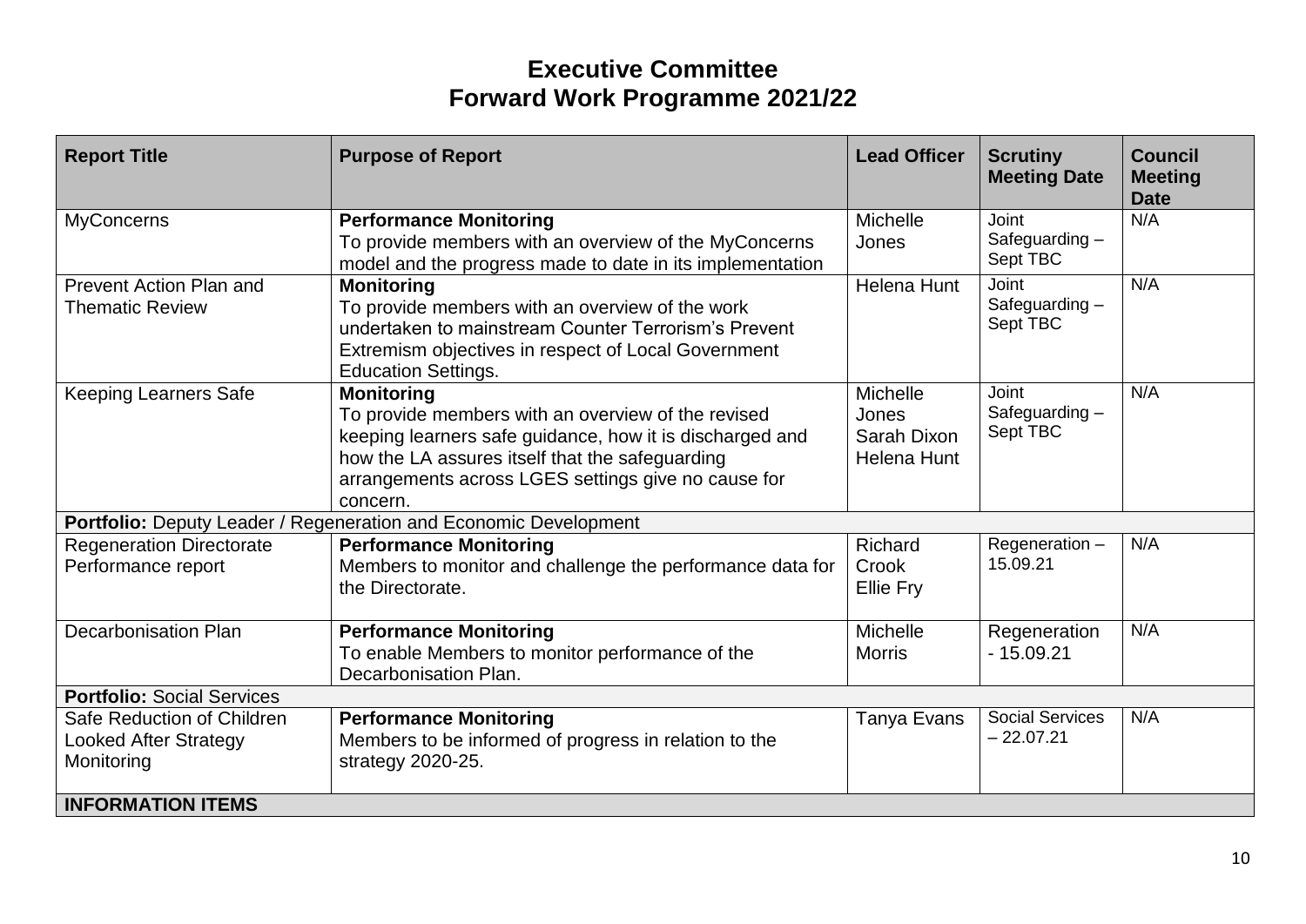# Executive Committee
# Forward Work Programme 2021/22

| Report Title | Purpose of Report | Lead Officer | Scrutiny Meeting Date | Council Meeting Date |
|---|---|---|---|---|
| MyConcerns | **Performance Monitoring**<br>To provide members with an overview of the MyConcerns model and the progress made to date in its implementation | Michelle Jones | Joint Safeguarding – Sept TBC | N/A |
| Prevent Action Plan and Thematic Review | **Monitoring**<br>To provide members with an overview of the work undertaken to mainstream Counter Terrorism's Prevent Extremism objectives in respect of Local Government Education Settings. | Helena Hunt | Joint Safeguarding – Sept TBC | N/A |
| Keeping Learners Safe | **Monitoring**<br>To provide members with an overview of the revised keeping learners safe guidance, how it is discharged and how the LA assures itself that the safeguarding arrangements across LGES settings give no cause for concern. | Michelle Jones<br>Sarah Dixon<br>Helena Hunt | Joint Safeguarding – Sept TBC | N/A |
| **Portfolio:** Deputy Leader / Regeneration and Economic Development | | | | |
| Regeneration Directorate Performance report | **Performance Monitoring**<br>Members to monitor and challenge the performance data for the Directorate. | Richard Crook<br>Ellie Fry | Regeneration – 15.09.21 | N/A |
| Decarbonisation Plan | **Performance Monitoring**<br>To enable Members to monitor performance of the Decarbonisation Plan. | Michelle Morris | Regeneration - 15.09.21 | N/A |
| **Portfolio:** Social Services | | | | |
| Safe Reduction of Children Looked After Strategy Monitoring | **Performance Monitoring**<br>Members to be informed of progress in relation to the strategy 2020-25. | Tanya Evans | Social Services – 22.07.21 | N/A |
| **INFORMATION ITEMS** | | | | |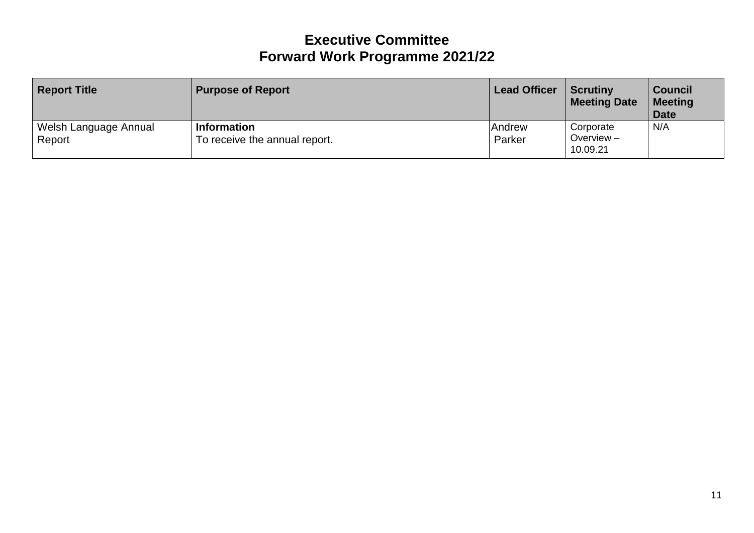# Executive Committee
# Forward Work Programme 2021/22

| Report Title | Purpose of Report | Lead Officer | Scrutiny Meeting Date | Council Meeting Date |
|---|---|---|---|---|
| Welsh Language Annual Report | **Information**<br>To receive the annual report. | Andrew Parker | Corporate Overview – 10.09.21 | N/A |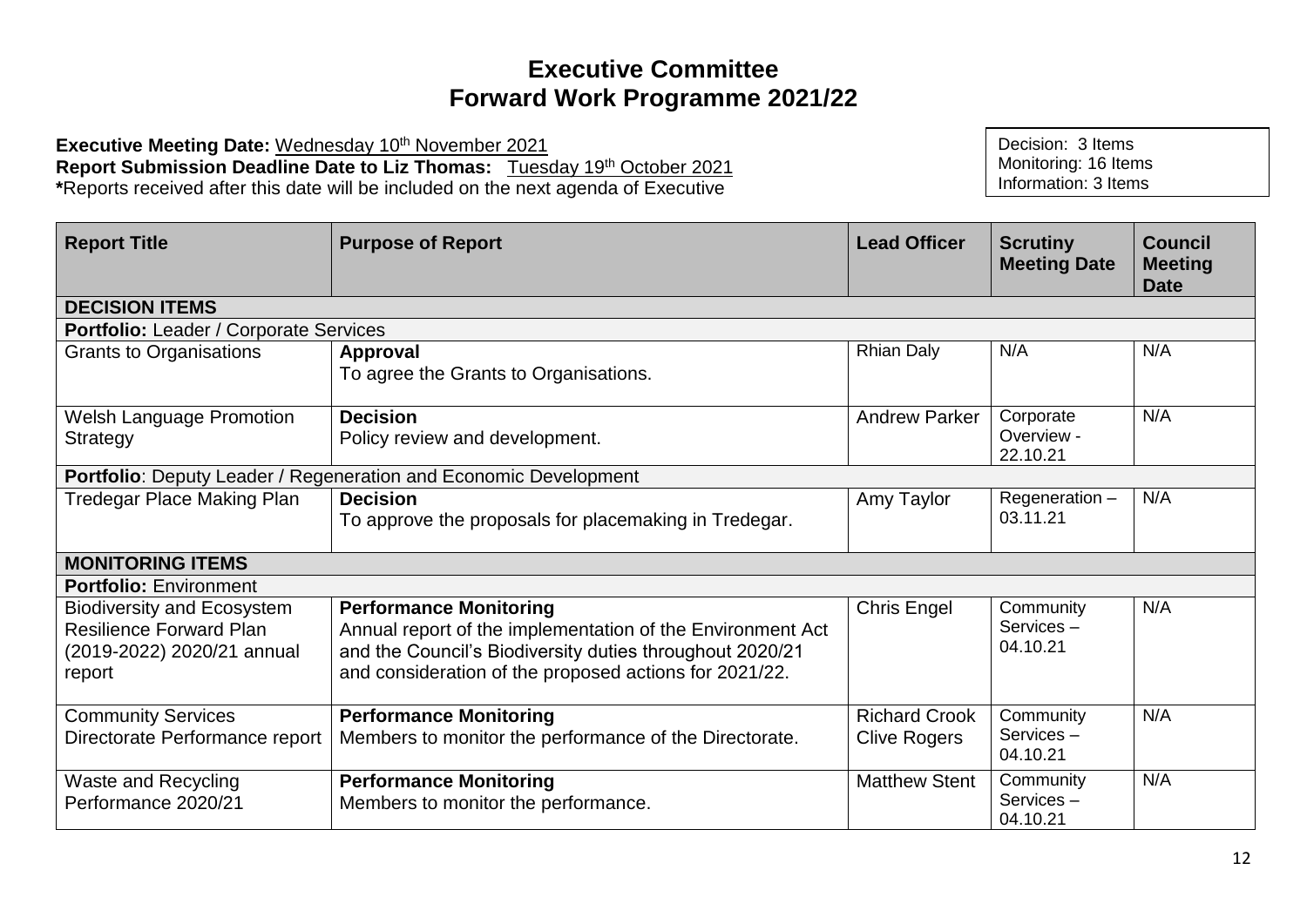# Executive Committee
# Forward Work Programme 2021/22

**Executive Meeting Date:** Wednesday 10th November 2021
**Report Submission Deadline Date to Liz Thomas:** Tuesday 19th October 2021
***Reports received after this date will be included on the next agenda of Executive**

Decision: 3 Items
Monitoring: 16 Items
Information: 3 Items

| Report Title | Purpose of Report | Lead Officer | Scrutiny Meeting Date | Council Meeting Date |
|---|---|---|---|---|
| **DECISION ITEMS** | | | | |
| **Portfolio:** Leader / Corporate Services | | | | |
| Grants to Organisations | **Approval**<br>To agree the Grants to Organisations. | Rhian Daly | N/A | N/A |
| Welsh Language Promotion Strategy | **Decision**<br>Policy review and development. | Andrew Parker | Corporate Overview - 22.10.21 | N/A |
| **Portfolio**: Deputy Leader / Regeneration and Economic Development | | | | |
| Tredegar Place Making Plan | **Decision**<br>To approve the proposals for placemaking in Tredegar. | Amy Taylor | Regeneration – 03.11.21 | N/A |
| **MONITORING ITEMS** | | | | |
| **Portfolio:** Environment | | | | |
| Biodiversity and Ecosystem Resilience Forward Plan (2019-2022) 2020/21 annual report | **Performance Monitoring**<br>Annual report of the implementation of the Environment Act and the Council's Biodiversity duties throughout 2020/21 and consideration of the proposed actions for 2021/22. | Chris Engel | Community Services – 04.10.21 | N/A |
| Community Services Directorate Performance report | **Performance Monitoring**<br>Members to monitor the performance of the Directorate. | Richard Crook<br>Clive Rogers | Community Services – 04.10.21 | N/A |
| Waste and Recycling Performance 2020/21 | **Performance Monitoring**<br>Members to monitor the performance. | Matthew Stent | Community Services – 04.10.21 | N/A |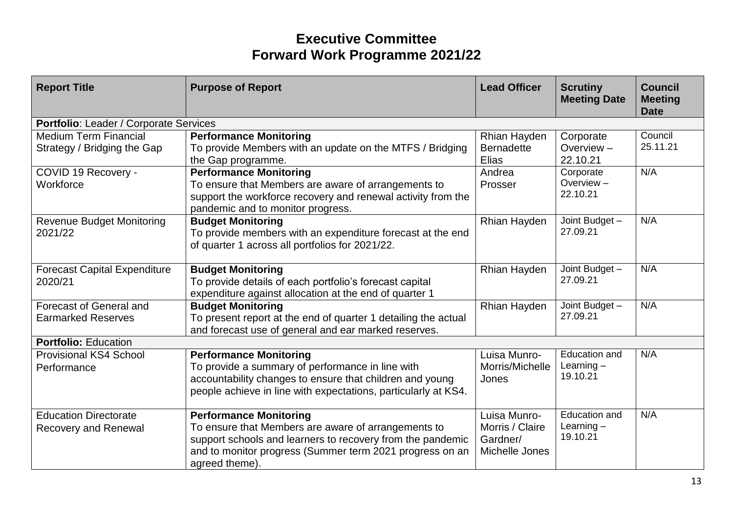# Executive Committee
# Forward Work Programme 2021/22

| Report Title | Purpose of Report | Lead Officer | Scrutiny Meeting Date | Council Meeting Date |
|---|---|---|---|---|
| **Portfolio**: Leader / Corporate Services | | | | |
| Medium Term Financial Strategy / Bridging the Gap | **Performance Monitoring**<br>To provide Members with an update on the MTFS / Bridging the Gap programme. | Rhian Hayden<br>Bernadette Elias | Corporate Overview – 22.10.21 | Council 25.11.21 |
| COVID 19 Recovery - Workforce | **Performance Monitoring**<br>To ensure that Members are aware of arrangements to support the workforce recovery and renewal activity from the pandemic and to monitor progress. | Andrea Prosser | Corporate Overview – 22.10.21 | N/A |
| Revenue Budget Monitoring 2021/22 | **Budget Monitoring**<br>To provide members with an expenditure forecast at the end of quarter 1 across all portfolios for 2021/22. | Rhian Hayden | Joint Budget – 27.09.21 | N/A |
| Forecast Capital Expenditure 2020/21 | **Budget Monitoring**<br>To provide details of each portfolio's forecast capital expenditure against allocation at the end of quarter 1 | Rhian Hayden | Joint Budget – 27.09.21 | N/A |
| Forecast of General and Earmarked Reserves | **Budget Monitoring**<br>To present report at the end of quarter 1 detailing the actual and forecast use of general and ear marked reserves. | Rhian Hayden | Joint Budget – 27.09.21 | N/A |
| **Portfolio:** Education | | | | |
| Provisional KS4 School Performance | **Performance Monitoring**<br>To provide a summary of performance in line with accountability changes to ensure that children and young people achieve in line with expectations, particularly at KS4. | Luisa Munro-Morris/Michelle Jones | Education and Learning – 19.10.21 | N/A |
| Education Directorate Recovery and Renewal | **Performance Monitoring**<br>To ensure that Members are aware of arrangements to support schools and learners to recovery from the pandemic and to monitor progress (Summer term 2021 progress on an agreed theme). | Luisa Munro-Morris / Claire Gardner/ Michelle Jones | Education and Learning – 19.10.21 | N/A |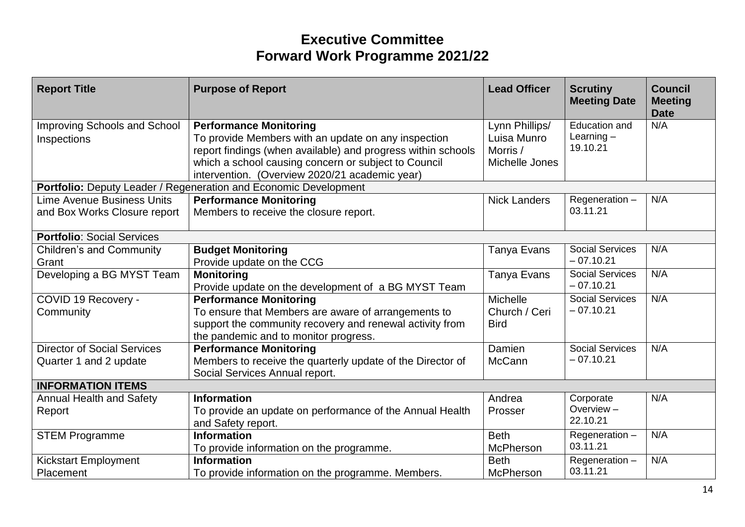# Executive Committee
# Forward Work Programme 2021/22

| Report Title | Purpose of Report | Lead Officer | Scrutiny Meeting Date | Council Meeting Date |
|---|---|---|---|---|
| Improving Schools and School Inspections | **Performance Monitoring**<br>To provide Members with an update on any inspection report findings (when available) and progress within schools which a school causing concern or subject to Council intervention. (Overview 2020/21 academic year) | Lynn Phillips/ Luisa Munro Morris / Michelle Jones | Education and Learning – 19.10.21 | N/A |
| **Portfolio:** Deputy Leader / Regeneration and Economic Development | | | | |
| Lime Avenue Business Units and Box Works Closure report | **Performance Monitoring**<br>Members to receive the closure report. | Nick Landers | Regeneration – 03.11.21 | N/A |
| **Portfolio**: Social Services | | | | |
| Children's and Community Grant | **Budget Monitoring**<br>Provide update on the CCG | Tanya Evans | Social Services – 07.10.21 | N/A |
| Developing a BG MYST Team | **Monitoring**<br>Provide update on the development of a BG MYST Team | Tanya Evans | Social Services – 07.10.21 | N/A |
| COVID 19 Recovery - Community | **Performance Monitoring**<br>To ensure that Members are aware of arrangements to support the community recovery and renewal activity from the pandemic and to monitor progress. | Michelle Church / Ceri Bird | Social Services – 07.10.21 | N/A |
| Director of Social Services Quarter 1 and 2 update | **Performance Monitoring**<br>Members to receive the quarterly update of the Director of Social Services Annual report. | Damien McCann | Social Services – 07.10.21 | N/A |
| **INFORMATION ITEMS** | | | | |
| Annual Health and Safety Report | **Information**<br>To provide an update on performance of the Annual Health and Safety report. | Andrea Prosser | Corporate Overview – 22.10.21 | N/A |
| STEM Programme | **Information**<br>To provide information on the programme. | Beth McPherson | Regeneration – 03.11.21 | N/A |
| Kickstart Employment Placement | **Information**<br>To provide information on the programme. Members. | Beth McPherson | Regeneration – 03.11.21 | N/A |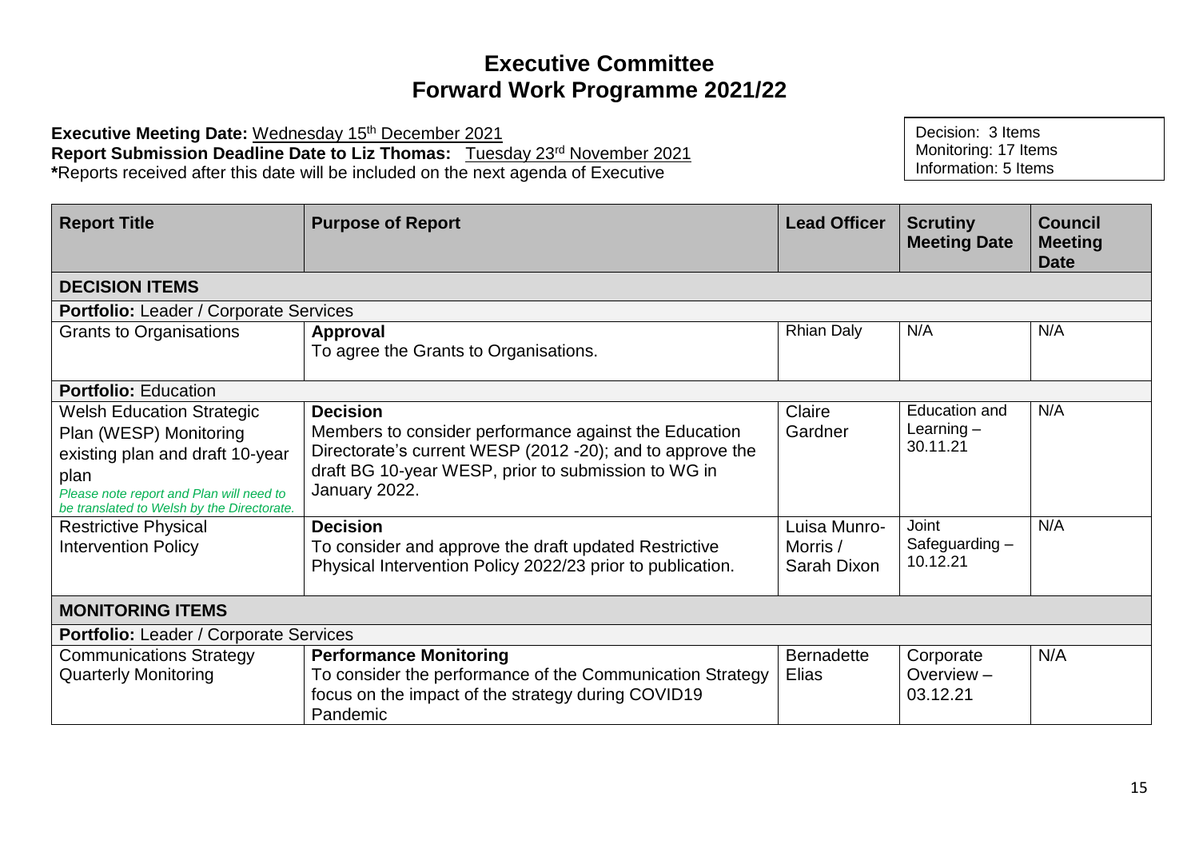# Executive Committee
# Forward Work Programme 2021/22

**Executive Meeting Date:** Wednesday 15th December 2021
**Report Submission Deadline Date to Liz Thomas:** Tuesday 23rd November 2021
***Reports received after this date will be included on the next agenda of Executive

Decision: 3 Items
Monitoring: 17 Items
Information: 5 Items

| Report Title | Purpose of Report | Lead Officer | Scrutiny Meeting Date | Council Meeting Date |
|---|---|---|---|---|
| **DECISION ITEMS** | | | | |
| **Portfolio:** Leader / Corporate Services | | | | |
| Grants to Organisations | **Approval**<br>To agree the Grants to Organisations. | Rhian Daly | N/A | N/A |
| **Portfolio:** Education | | | | |
| Welsh Education Strategic Plan (WESP) Monitoring existing plan and draft 10-year plan<br>*Please note report and Plan will need to be translated to Welsh by the Directorate.* | **Decision**<br>Members to consider performance against the Education Directorate's current WESP (2012 -20); and to approve the draft BG 10-year WESP, prior to submission to WG in January 2022. | Claire Gardner | Education and Learning – 30.11.21 | N/A |
| Restrictive Physical Intervention Policy | **Decision**<br>To consider and approve the draft updated Restrictive Physical Intervention Policy 2022/23 prior to publication. | Luisa Munro-Morris / Sarah Dixon | Joint Safeguarding – 10.12.21 | N/A |
| **MONITORING ITEMS** | | | | |
| **Portfolio:** Leader / Corporate Services | | | | |
| Communications Strategy Quarterly Monitoring | **Performance Monitoring**<br>To consider the performance of the Communication Strategy focus on the impact of the strategy during COVID19 Pandemic | Bernadette Elias | Corporate Overview – 03.12.21 | N/A |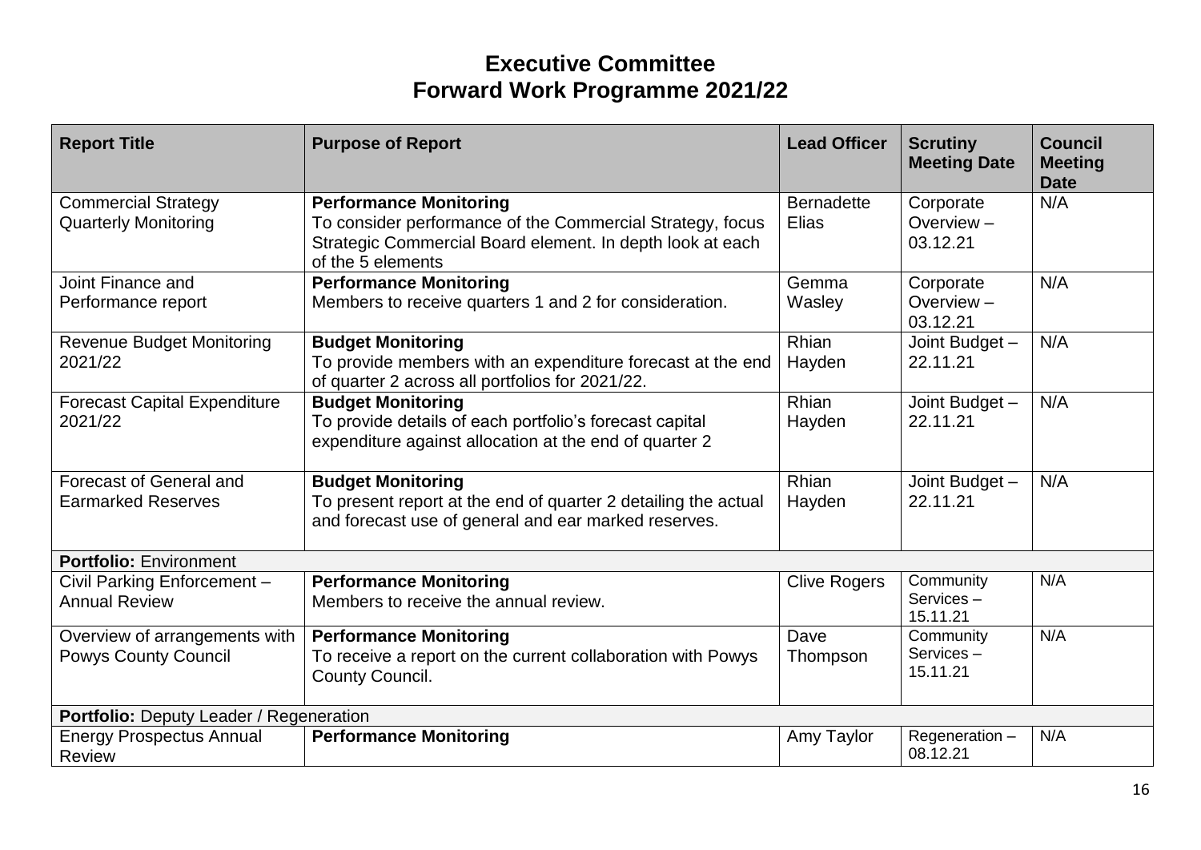# Executive Committee
# Forward Work Programme 2021/22

| Report Title | Purpose of Report | Lead Officer | Scrutiny Meeting Date | Council Meeting Date |
|---|---|---|---|---|
| Commercial Strategy Quarterly Monitoring | **Performance Monitoring**<br>To consider performance of the Commercial Strategy, focus Strategic Commercial Board element. In depth look at each of the 5 elements | Bernadette Elias | Corporate Overview – 03.12.21 | N/A |
| Joint Finance and Performance report | **Performance Monitoring**<br>Members to receive quarters 1 and 2 for consideration. | Gemma Wasley | Corporate Overview – 03.12.21 | N/A |
| Revenue Budget Monitoring 2021/22 | **Budget Monitoring**<br>To provide members with an expenditure forecast at the end of quarter 2 across all portfolios for 2021/22. | Rhian Hayden | Joint Budget – 22.11.21 | N/A |
| Forecast Capital Expenditure 2021/22 | **Budget Monitoring**<br>To provide details of each portfolio's forecast capital expenditure against allocation at the end of quarter 2 | Rhian Hayden | Joint Budget – 22.11.21 | N/A |
| Forecast of General and Earmarked Reserves | **Budget Monitoring**<br>To present report at the end of quarter 2 detailing the actual and forecast use of general and ear marked reserves. | Rhian Hayden | Joint Budget – 22.11.21 | N/A |
| **Portfolio:** Environment | | | | |
| Civil Parking Enforcement – Annual Review | **Performance Monitoring**<br>Members to receive the annual review. | Clive Rogers | Community Services – 15.11.21 | N/A |
| Overview of arrangements with Powys County Council | **Performance Monitoring**<br>To receive a report on the current collaboration with Powys County Council. | Dave Thompson | Community Services – 15.11.21 | N/A |
| **Portfolio:** Deputy Leader / Regeneration | | | | |
| Energy Prospectus Annual Review | **Performance Monitoring** | Amy Taylor | Regeneration – 08.12.21 | N/A |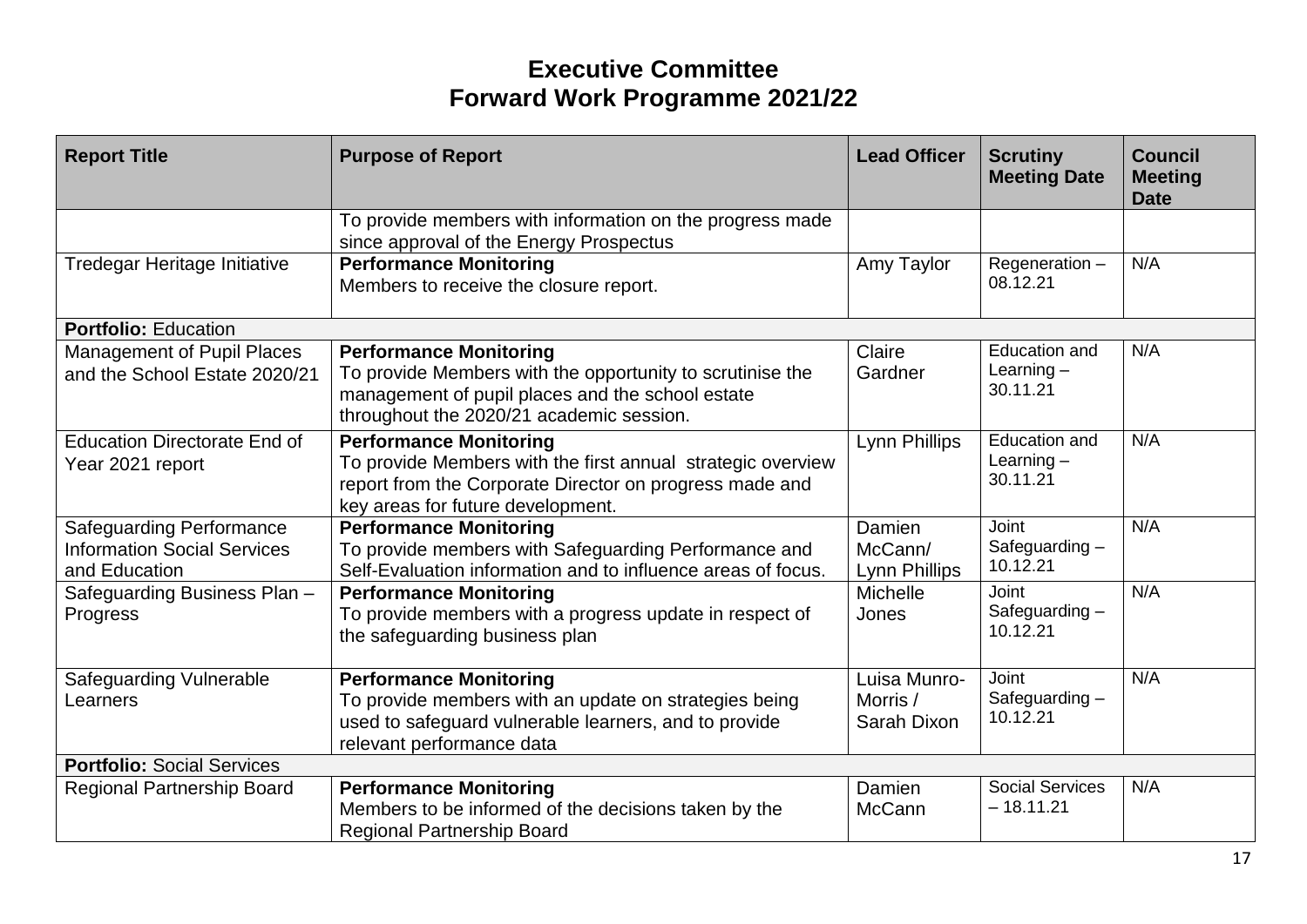# Executive Committee
# Forward Work Programme 2021/22

| Report Title | Purpose of Report | Lead Officer | Scrutiny Meeting Date | Council Meeting Date |
|---|---|---|---|---|
| | To provide members with information on the progress made since approval of the Energy Prospectus | | | |
| Tredegar Heritage Initiative | **Performance Monitoring**<br>Members to receive the closure report. | Amy Taylor | Regeneration – 08.12.21 | N/A |
| **Portfolio:** Education | | | | |
| Management of Pupil Places and the School Estate 2020/21 | **Performance Monitoring**<br>To provide Members with the opportunity to scrutinise the management of pupil places and the school estate throughout the 2020/21 academic session. | Claire Gardner | Education and Learning – 30.11.21 | N/A |
| Education Directorate End of Year 2021 report | **Performance Monitoring**<br>To provide Members with the first annual strategic overview report from the Corporate Director on progress made and key areas for future development. | Lynn Phillips | Education and Learning – 30.11.21 | N/A |
| Safeguarding Performance Information Social Services and Education | **Performance Monitoring**<br>To provide members with Safeguarding Performance and Self-Evaluation information and to influence areas of focus. | Damien McCann/ Lynn Phillips | Joint Safeguarding – 10.12.21 | N/A |
| Safeguarding Business Plan – Progress | **Performance Monitoring**<br>To provide members with a progress update in respect of the safeguarding business plan | Michelle Jones | Joint Safeguarding – 10.12.21 | N/A |
| Safeguarding Vulnerable Learners | **Performance Monitoring**<br>To provide members with an update on strategies being used to safeguard vulnerable learners, and to provide relevant performance data | Luisa Munro-Morris / Sarah Dixon | Joint Safeguarding – 10.12.21 | N/A |
| **Portfolio:** Social Services | | | | |
| Regional Partnership Board | **Performance Monitoring**<br>Members to be informed of the decisions taken by the Regional Partnership Board | Damien McCann | Social Services – 18.11.21 | N/A |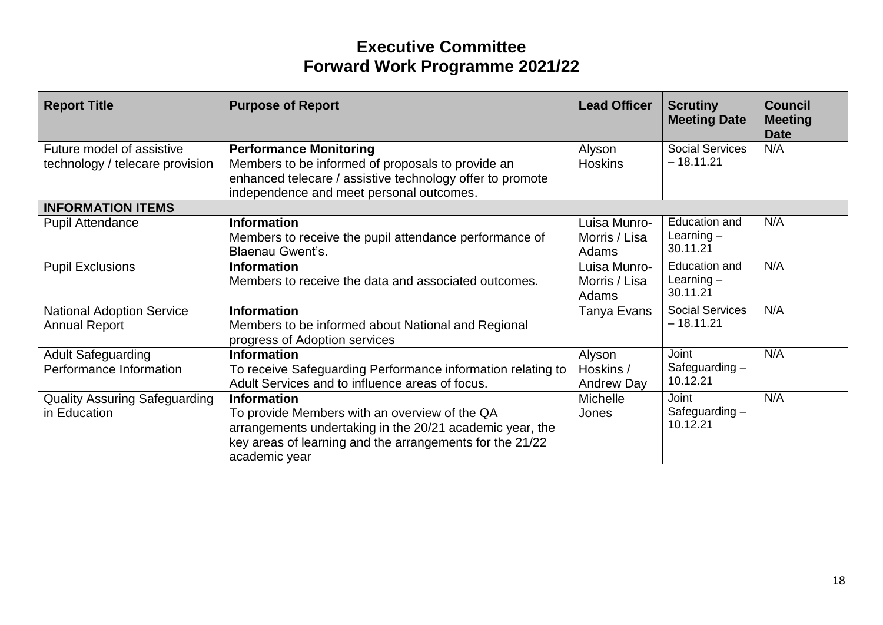# Executive Committee
# Forward Work Programme 2021/22

| Report Title | Purpose of Report | Lead Officer | Scrutiny Meeting Date | Council Meeting Date |
|---|---|---|---|---|
| Future model of assistive technology / telecare provision | **Performance Monitoring** Members to be informed of proposals to provide an enhanced telecare / assistive technology offer to promote independence and meet personal outcomes. | Alyson Hoskins | Social Services – 18.11.21 | N/A |
| **INFORMATION ITEMS** | | | | |
| Pupil Attendance | **Information** Members to receive the pupil attendance performance of Blaenau Gwent's. | Luisa Munro-Morris / Lisa Adams | Education and Learning – 30.11.21 | N/A |
| Pupil Exclusions | **Information** Members to receive the data and associated outcomes. | Luisa Munro-Morris / Lisa Adams | Education and Learning – 30.11.21 | N/A |
| National Adoption Service Annual Report | **Information** Members to be informed about National and Regional progress of Adoption services | Tanya Evans | Social Services – 18.11.21 | N/A |
| Adult Safeguarding Performance Information | **Information** To receive Safeguarding Performance information relating to Adult Services and to influence areas of focus. | Alyson Hoskins / Andrew Day | Joint Safeguarding – 10.12.21 | N/A |
| Quality Assuring Safeguarding in Education | **Information** To provide Members with an overview of the QA arrangements undertaking in the 20/21 academic year, the key areas of learning and the arrangements for the 21/22 academic year | Michelle Jones | Joint Safeguarding – 10.12.21 | N/A |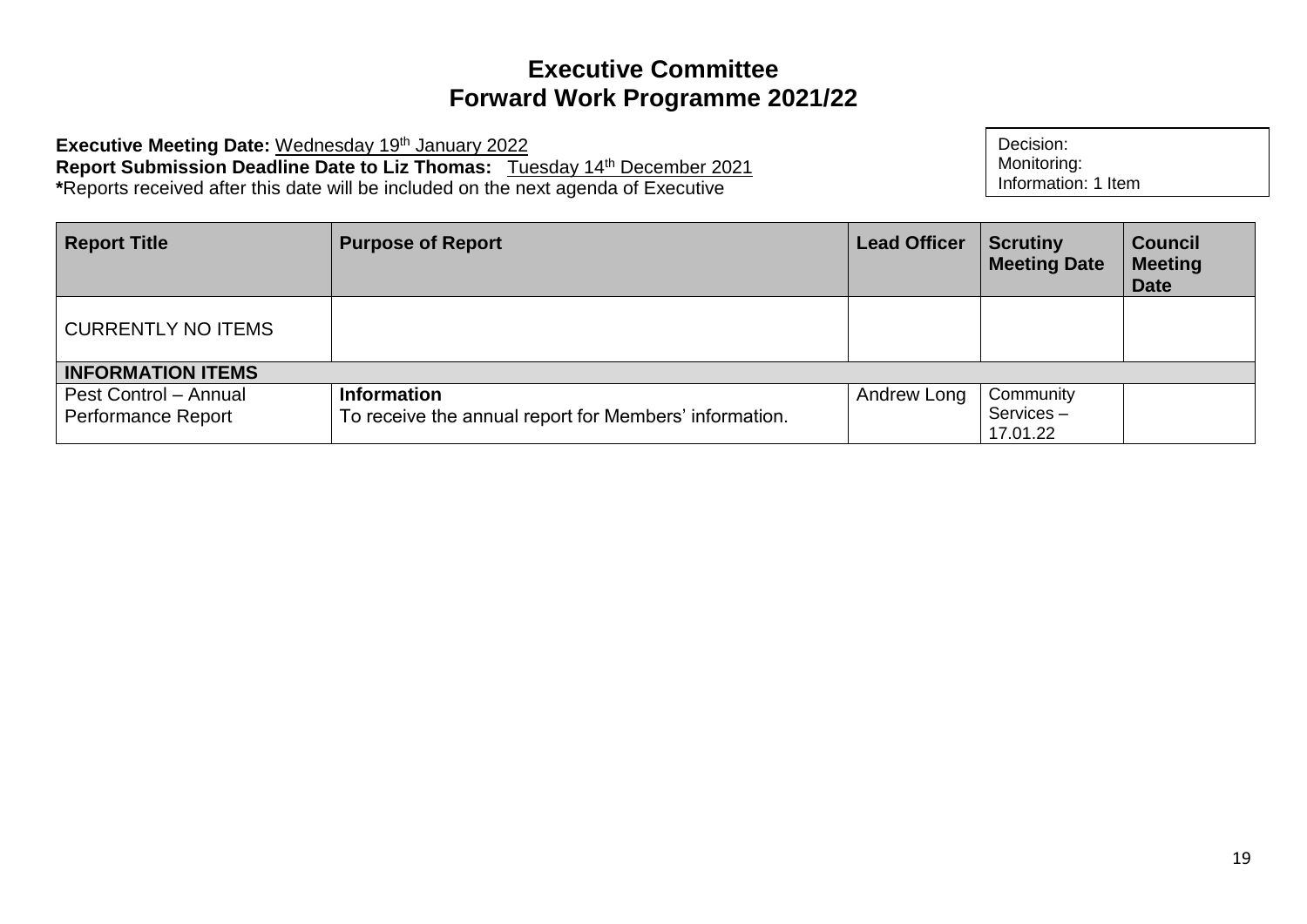# Executive Committee
# Forward Work Programme 2021/22

**Executive Meeting Date:** Wednesday 19th January 2022
**Report Submission Deadline Date to Liz Thomas:** Tuesday 14th December 2021
**\***Reports received after this date will be included on the next agenda of Executive

| Decision:<br>Monitoring:<br>Information: 1 Item |
|---|

| Report Title | Purpose of Report | Lead Officer | Scrutiny Meeting Date | Council Meeting Date |
|---|---|---|---|---|
| CURRENTLY NO ITEMS | | | | |
| **INFORMATION ITEMS** | | | | |
| Pest Control – Annual Performance Report | **Information**<br>To receive the annual report for Members' information. | Andrew Long | Community Services – 17.01.22 | |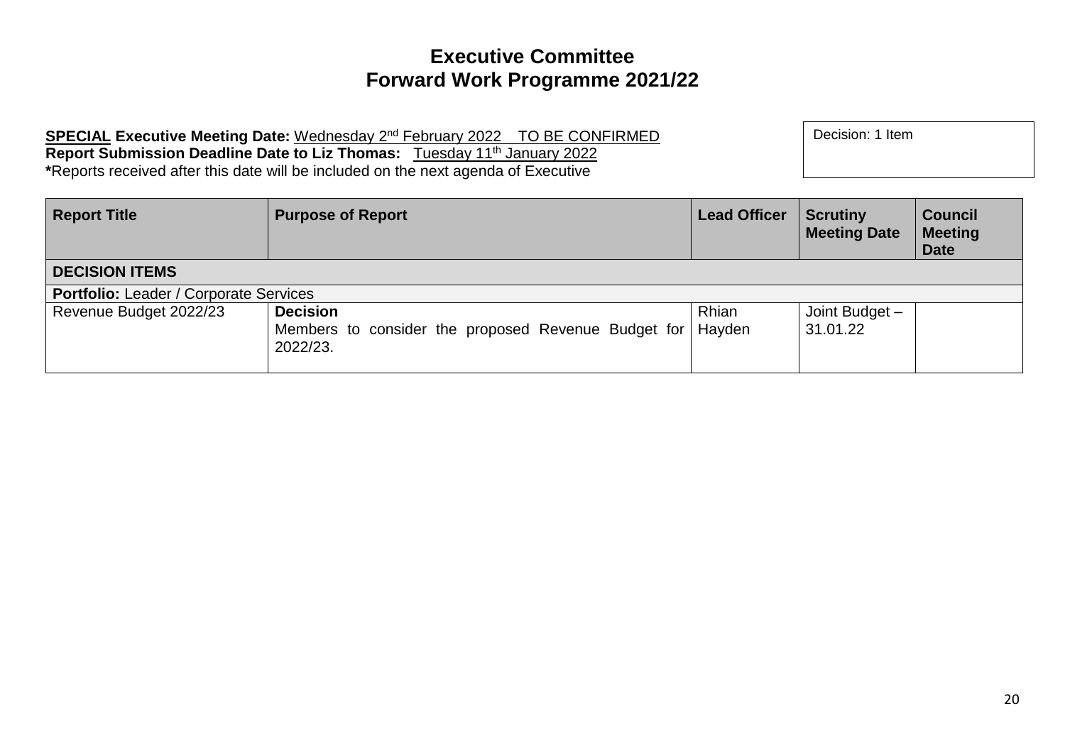# Executive Committee
# Forward Work Programme 2021/22

**SPECIAL Executive Meeting Date:** Wednesday 2nd February 2022 TO BE CONFIRMED
**Report Submission Deadline Date to Liz Thomas:** Tuesday 11th January 2022
***Reports received after this date will be included on the next agenda of Executive**

Decision: 1 Item

| Report Title | Purpose of Report | Lead Officer | Scrutiny Meeting Date | Council Meeting Date |
|---|---|---|---|---|
| **DECISION ITEMS** | | | | |
| **Portfolio:** Leader / Corporate Services | | | | |
| Revenue Budget 2022/23 | **Decision**<br>Members to consider the proposed Revenue Budget for 2022/23. | Rhian Hayden | Joint Budget – 31.01.22 | |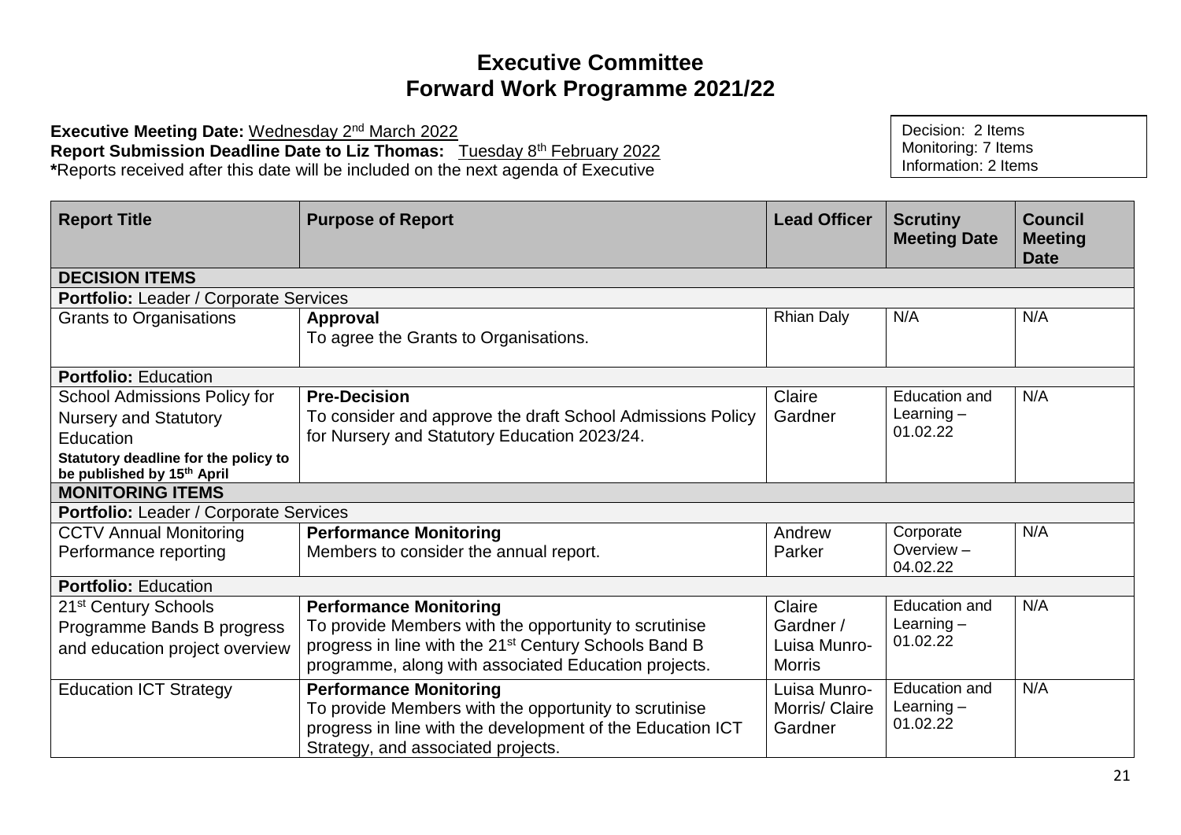# Executive Committee
# Forward Work Programme 2021/22

**Executive Meeting Date:** Wednesday 2nd March 2022
**Report Submission Deadline Date to Liz Thomas:** Tuesday 8th February 2022
**\***Reports received after this date will be included on the next agenda of Executive

Decision: 2 Items
Monitoring: 7 Items
Information: 2 Items

| Report Title | Purpose of Report | Lead Officer | Scrutiny Meeting Date | Council Meeting Date |
|---|---|---|---|---|
| **DECISION ITEMS** | | | | |
| **Portfolio:** Leader / Corporate Services | | | | |
| Grants to Organisations | **Approval** To agree the Grants to Organisations. | Rhian Daly | N/A | N/A |
| **Portfolio:** Education | | | | |
| School Admissions Policy for Nursery and Statutory Education **Statutory deadline for the policy to be published by 15th April** | **Pre-Decision** To consider and approve the draft School Admissions Policy for Nursery and Statutory Education 2023/24. | Claire Gardner | Education and Learning – 01.02.22 | N/A |
| **MONITORING ITEMS** | | | | |
| **Portfolio:** Leader / Corporate Services | | | | |
| CCTV Annual Monitoring Performance reporting | **Performance Monitoring** Members to consider the annual report. | Andrew Parker | Corporate Overview – 04.02.22 | N/A |
| **Portfolio:** Education | | | | |
| 21st Century Schools Programme Bands B progress and education project overview | **Performance Monitoring** To provide Members with the opportunity to scrutinise progress in line with the 21st Century Schools Band B programme, along with associated Education projects. | Claire Gardner / Luisa Munro-Morris | Education and Learning – 01.02.22 | N/A |
| Education ICT Strategy | **Performance Monitoring** To provide Members with the opportunity to scrutinise progress in line with the development of the Education ICT Strategy, and associated projects. | Luisa Munro-Morris/ Claire Gardner | Education and Learning – 01.02.22 | N/A |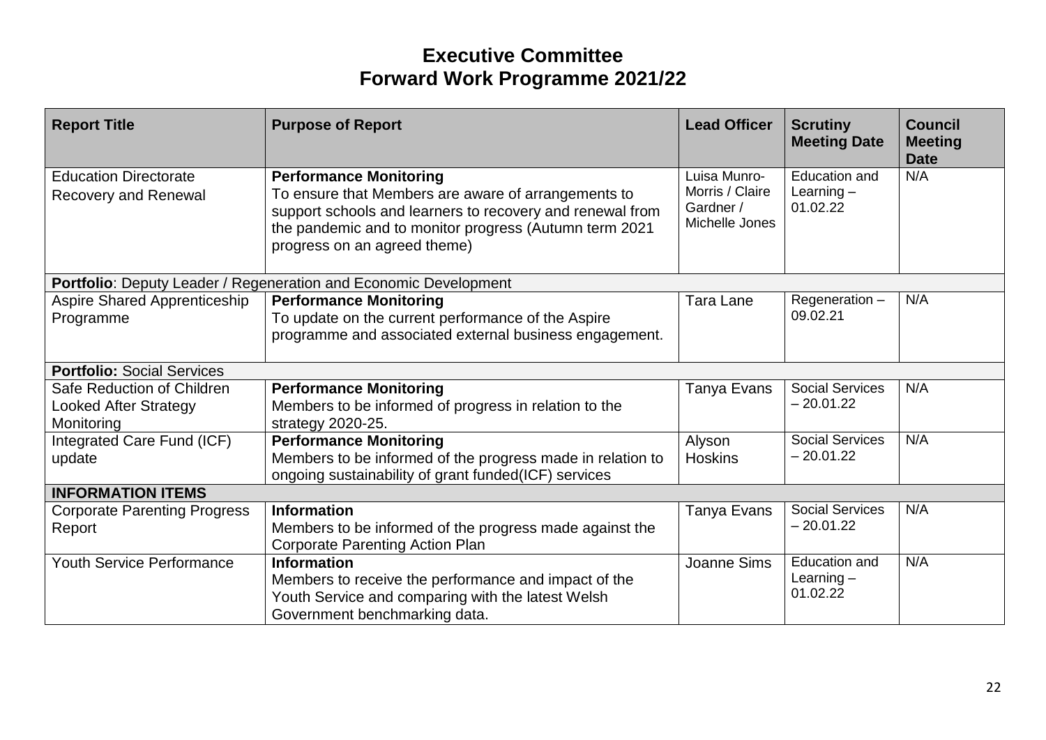# Executive Committee
# Forward Work Programme 2021/22

| Report Title | Purpose of Report | Lead Officer | Scrutiny Meeting Date | Council Meeting Date |
|---|---|---|---|---|
| Education Directorate Recovery and Renewal | **Performance Monitoring**<br>To ensure that Members are aware of arrangements to support schools and learners to recovery and renewal from the pandemic and to monitor progress (Autumn term 2021 progress on an agreed theme) | Luisa Munro-Morris / Claire Gardner / Michelle Jones | Education and Learning – 01.02.22 | N/A |
| **Portfolio**: Deputy Leader / Regeneration and Economic Development | | | | |
| Aspire Shared Apprenticeship Programme | **Performance Monitoring**<br>To update on the current performance of the Aspire programme and associated external business engagement. | Tara Lane | Regeneration – 09.02.21 | N/A |
| **Portfolio:** Social Services | | | | |
| Safe Reduction of Children Looked After Strategy Monitoring | **Performance Monitoring**<br>Members to be informed of progress in relation to the strategy 2020-25. | Tanya Evans | Social Services – 20.01.22 | N/A |
| Integrated Care Fund (ICF) update | **Performance Monitoring**<br>Members to be informed of the progress made in relation to ongoing sustainability of grant funded(ICF) services | Alyson Hoskins | Social Services – 20.01.22 | N/A |
| **INFORMATION ITEMS** | | | | |
| Corporate Parenting Progress Report | **Information**<br>Members to be informed of the progress made against the Corporate Parenting Action Plan | Tanya Evans | Social Services – 20.01.22 | N/A |
| Youth Service Performance | **Information**<br>Members to receive the performance and impact of the Youth Service and comparing with the latest Welsh Government benchmarking data. | Joanne Sims | Education and Learning – 01.02.22 | N/A |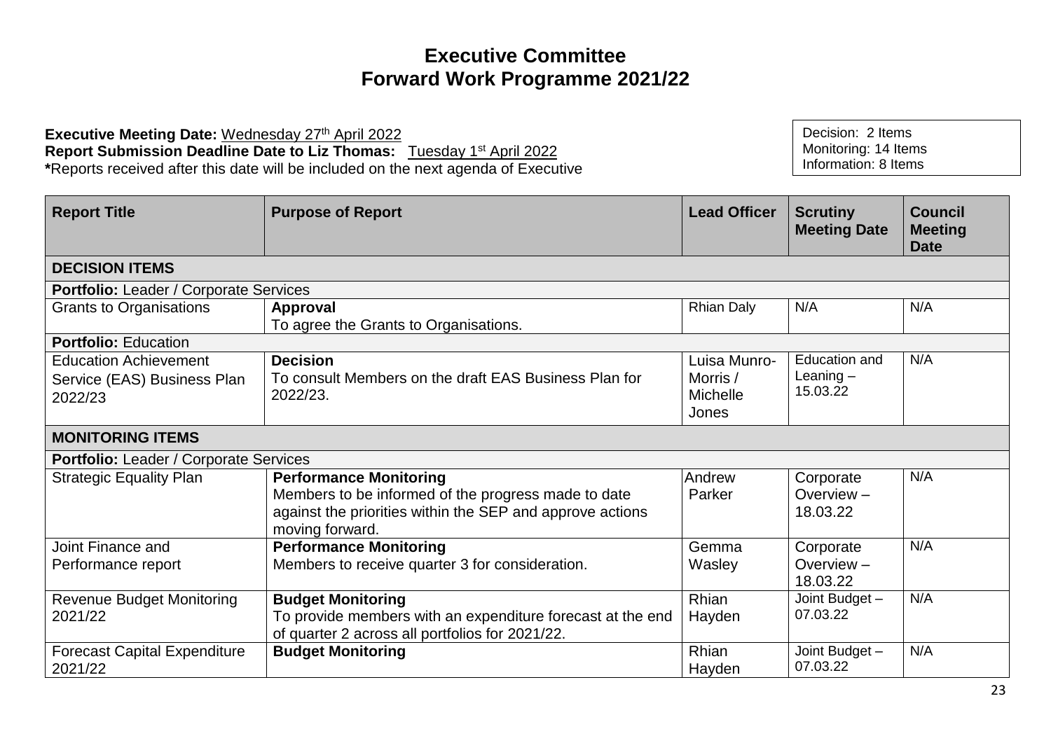# Executive Committee
# Forward Work Programme 2021/22

**Executive Meeting Date:** Wednesday 27th April 2022
**Report Submission Deadline Date to Liz Thomas:** Tuesday 1st April 2022
***Reports received after this date will be included on the next agenda of Executive**

Decision: 2 Items
Monitoring: 14 Items
Information: 8 Items

| Report Title | Purpose of Report | Lead Officer | Scrutiny Meeting Date | Council Meeting Date |
|---|---|---|---|---|
| **DECISION ITEMS** | | | | |
| **Portfolio:** Leader / Corporate Services | | | | |
| Grants to Organisations | **Approval**<br>To agree the Grants to Organisations. | Rhian Daly | N/A | N/A |
| **Portfolio:** Education | | | | |
| Education Achievement Service (EAS) Business Plan 2022/23 | **Decision**<br>To consult Members on the draft EAS Business Plan for 2022/23. | Luisa Munro-Morris / Michelle Jones | Education and Leaning – 15.03.22 | N/A |
| **MONITORING ITEMS** | | | | |
| **Portfolio:** Leader / Corporate Services | | | | |
| Strategic Equality Plan | **Performance Monitoring**<br>Members to be informed of the progress made to date against the priorities within the SEP and approve actions moving forward. | Andrew Parker | Corporate Overview – 18.03.22 | N/A |
| Joint Finance and Performance report | **Performance Monitoring**<br>Members to receive quarter 3 for consideration. | Gemma Wasley | Corporate Overview – 18.03.22 | N/A |
| Revenue Budget Monitoring 2021/22 | **Budget Monitoring**<br>To provide members with an expenditure forecast at the end of quarter 2 across all portfolios for 2021/22. | Rhian Hayden | Joint Budget – 07.03.22 | N/A |
| Forecast Capital Expenditure 2021/22 | **Budget Monitoring** | Rhian Hayden | Joint Budget – 07.03.22 | N/A |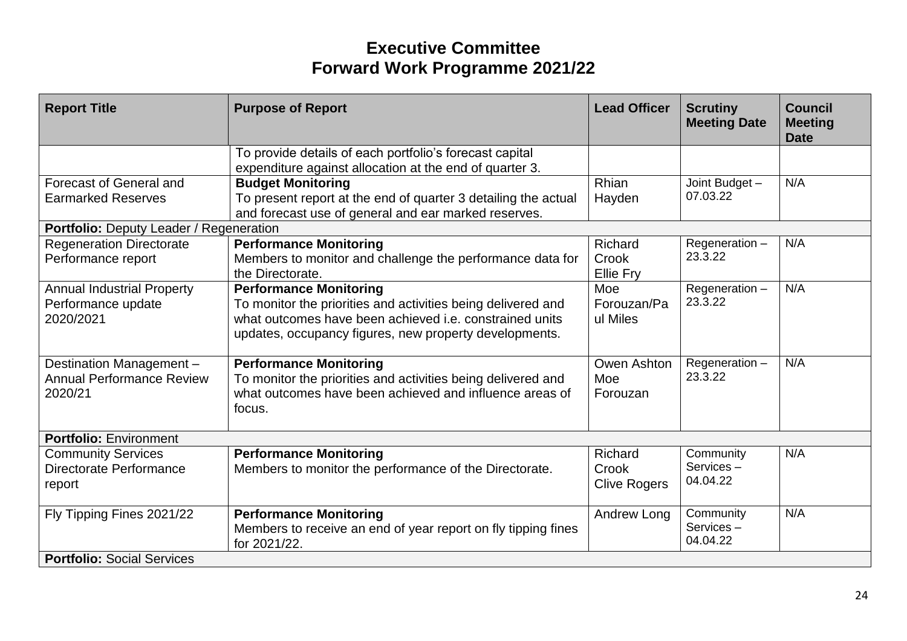# Executive Committee
# Forward Work Programme 2021/22

| Report Title | Purpose of Report | Lead Officer | Scrutiny Meeting Date | Council Meeting Date |
|---|---|---|---|---|
| | To provide details of each portfolio's forecast capital expenditure against allocation at the end of quarter 3. | | | |
| Forecast of General and Earmarked Reserves | **Budget Monitoring** To present report at the end of quarter 3 detailing the actual and forecast use of general and ear marked reserves. | Rhian Hayden | Joint Budget – 07.03.22 | N/A |
| **Portfolio:** Deputy Leader / Regeneration | | | | |
| Regeneration Directorate Performance report | **Performance Monitoring** Members to monitor and challenge the performance data for the Directorate. | Richard Crook Ellie Fry | Regeneration – 23.3.22 | N/A |
| Annual Industrial Property Performance update 2020/2021 | **Performance Monitoring** To monitor the priorities and activities being delivered and what outcomes have been achieved i.e. constrained units updates, occupancy figures, new property developments. | Moe Forouzan/Paul Miles | Regeneration – 23.3.22 | N/A |
| Destination Management – Annual Performance Review 2020/21 | **Performance Monitoring** To monitor the priorities and activities being delivered and what outcomes have been achieved and influence areas of focus. | Owen Ashton Moe Forouzan | Regeneration – 23.3.22 | N/A |
| **Portfolio:** Environment | | | | |
| Community Services Directorate Performance report | **Performance Monitoring** Members to monitor the performance of the Directorate. | Richard Crook Clive Rogers | Community Services – 04.04.22 | N/A |
| Fly Tipping Fines 2021/22 | **Performance Monitoring** Members to receive an end of year report on fly tipping fines for 2021/22. | Andrew Long | Community Services – 04.04.22 | N/A |
| **Portfolio:** Social Services | | | | |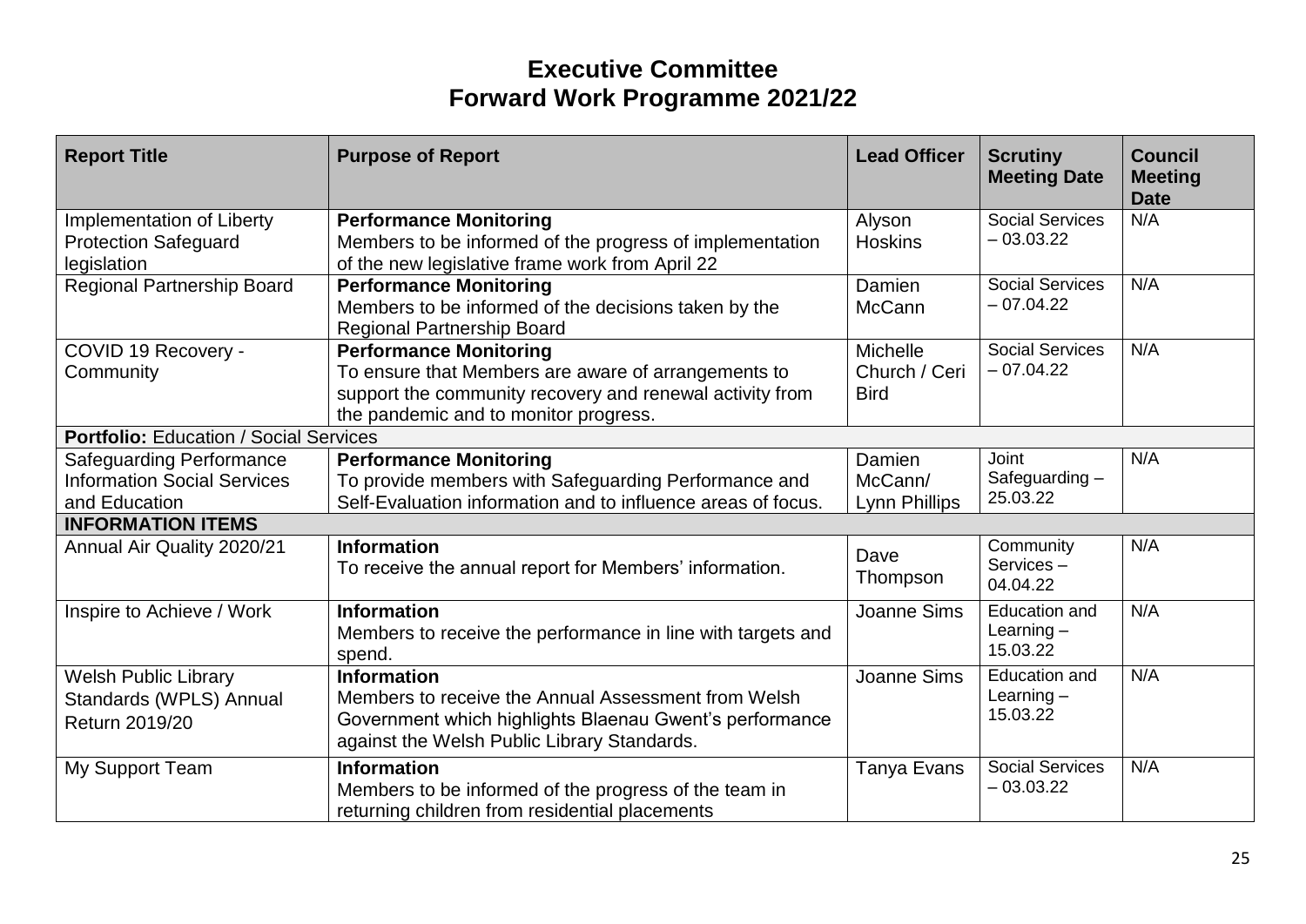# Executive Committee
# Forward Work Programme 2021/22

| Report Title | Purpose of Report | Lead Officer | Scrutiny Meeting Date | Council Meeting Date |
|---|---|---|---|---|
| Implementation of Liberty Protection Safeguard legislation | **Performance Monitoring**<br>Members to be informed of the progress of implementation of the new legislative frame work from April 22 | Alyson Hoskins | Social Services – 03.03.22 | N/A |
| Regional Partnership Board | **Performance Monitoring**<br>Members to be informed of the decisions taken by the Regional Partnership Board | Damien McCann | Social Services – 07.04.22 | N/A |
| COVID 19 Recovery - Community | **Performance Monitoring**<br>To ensure that Members are aware of arrangements to support the community recovery and renewal activity from the pandemic and to monitor progress. | Michelle Church / Ceri Bird | Social Services – 07.04.22 | N/A |
| **Portfolio:** Education / Social Services | | | | |
| Safeguarding Performance Information Social Services and Education | **Performance Monitoring**<br>To provide members with Safeguarding Performance and Self-Evaluation information and to influence areas of focus. | Damien McCann/ Lynn Phillips | Joint Safeguarding – 25.03.22 | N/A |
| **INFORMATION ITEMS** | | | | |
| Annual Air Quality 2020/21 | **Information**<br>To receive the annual report for Members' information. | Dave Thompson | Community Services – 04.04.22 | N/A |
| Inspire to Achieve / Work | **Information**<br>Members to receive the performance in line with targets and spend. | Joanne Sims | Education and Learning – 15.03.22 | N/A |
| Welsh Public Library Standards (WPLS) Annual Return 2019/20 | **Information**<br>Members to receive the Annual Assessment from Welsh Government which highlights Blaenau Gwent's performance against the Welsh Public Library Standards. | Joanne Sims | Education and Learning – 15.03.22 | N/A |
| My Support Team | **Information**<br>Members to be informed of the progress of the team in returning children from residential placements | Tanya Evans | Social Services – 03.03.22 | N/A |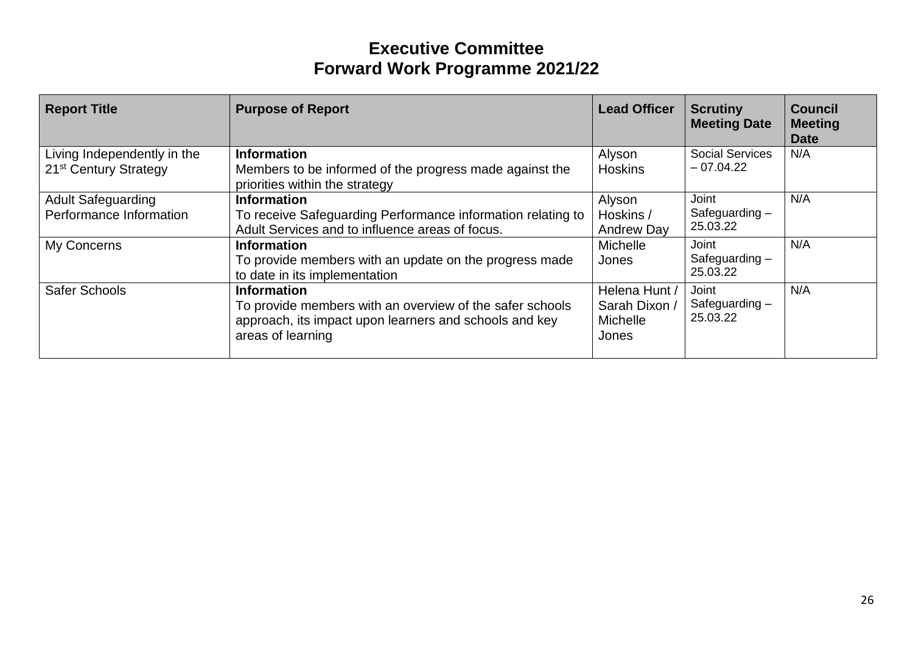# Executive Committee
# Forward Work Programme 2021/22

| Report Title | Purpose of Report | Lead Officer | Scrutiny Meeting Date | Council Meeting Date |
|---|---|---|---|---|
| Living Independently in the 21st Century Strategy | **Information**<br>Members to be informed of the progress made against the priorities within the strategy | Alyson Hoskins | Social Services – 07.04.22 | N/A |
| Adult Safeguarding Performance Information | **Information**<br>To receive Safeguarding Performance information relating to Adult Services and to influence areas of focus. | Alyson Hoskins / Andrew Day | Joint Safeguarding – 25.03.22 | N/A |
| My Concerns | **Information**<br>To provide members with an update on the progress made to date in its implementation | Michelle Jones | Joint Safeguarding – 25.03.22 | N/A |
| Safer Schools | **Information**<br>To provide members with an overview of the safer schools approach, its impact upon learners and schools and key areas of learning | Helena Hunt / Sarah Dixon / Michelle Jones | Joint Safeguarding – 25.03.22 | N/A |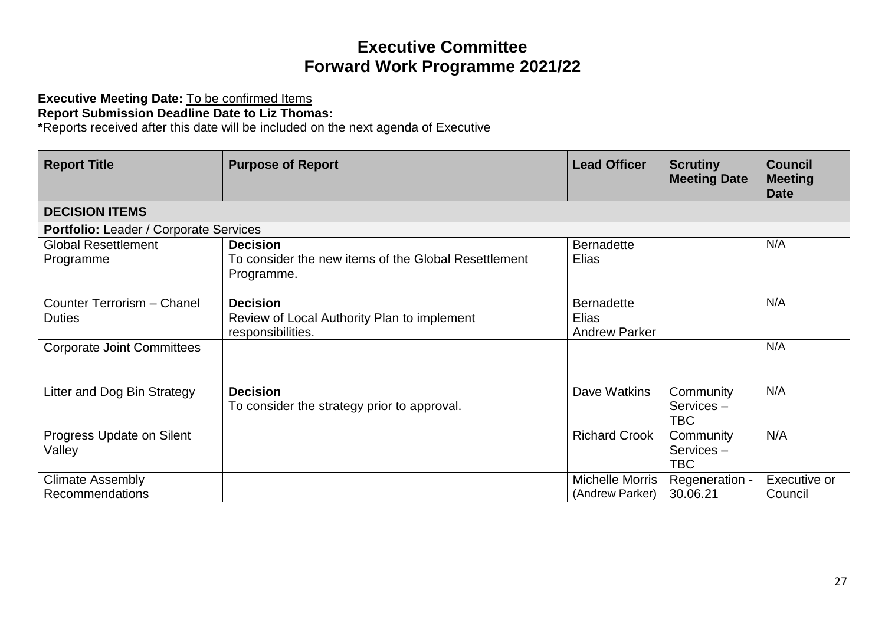# Executive Committee
# Forward Work Programme 2021/22

**Executive Meeting Date:** To be confirmed Items
**Report Submission Deadline Date to Liz Thomas:**
***Reports received after this date will be included on the next agenda of Executive**

| Report Title | Purpose of Report | Lead Officer | Scrutiny Meeting Date | Council Meeting Date |
|---|---|---|---|---|
| **DECISION ITEMS** | | | | |
| **Portfolio:** Leader / Corporate Services | | | | |
| Global Resettlement Programme | **Decision**<br>To consider the new items of the Global Resettlement Programme. | Bernadette Elias | | N/A |
| Counter Terrorism – Chanel Duties | **Decision**<br>Review of Local Authority Plan to implement responsibilities. | Bernadette Elias<br>Andrew Parker | | N/A |
| Corporate Joint Committees | | | | N/A |
| Litter and Dog Bin Strategy | **Decision**<br>To consider the strategy prior to approval. | Dave Watkins | Community Services – TBC | N/A |
| Progress Update on Silent Valley | | Richard Crook | Community Services – TBC | N/A |
| Climate Assembly Recommendations | | Michelle Morris (Andrew Parker) | Regeneration - 30.06.21 | Executive or Council |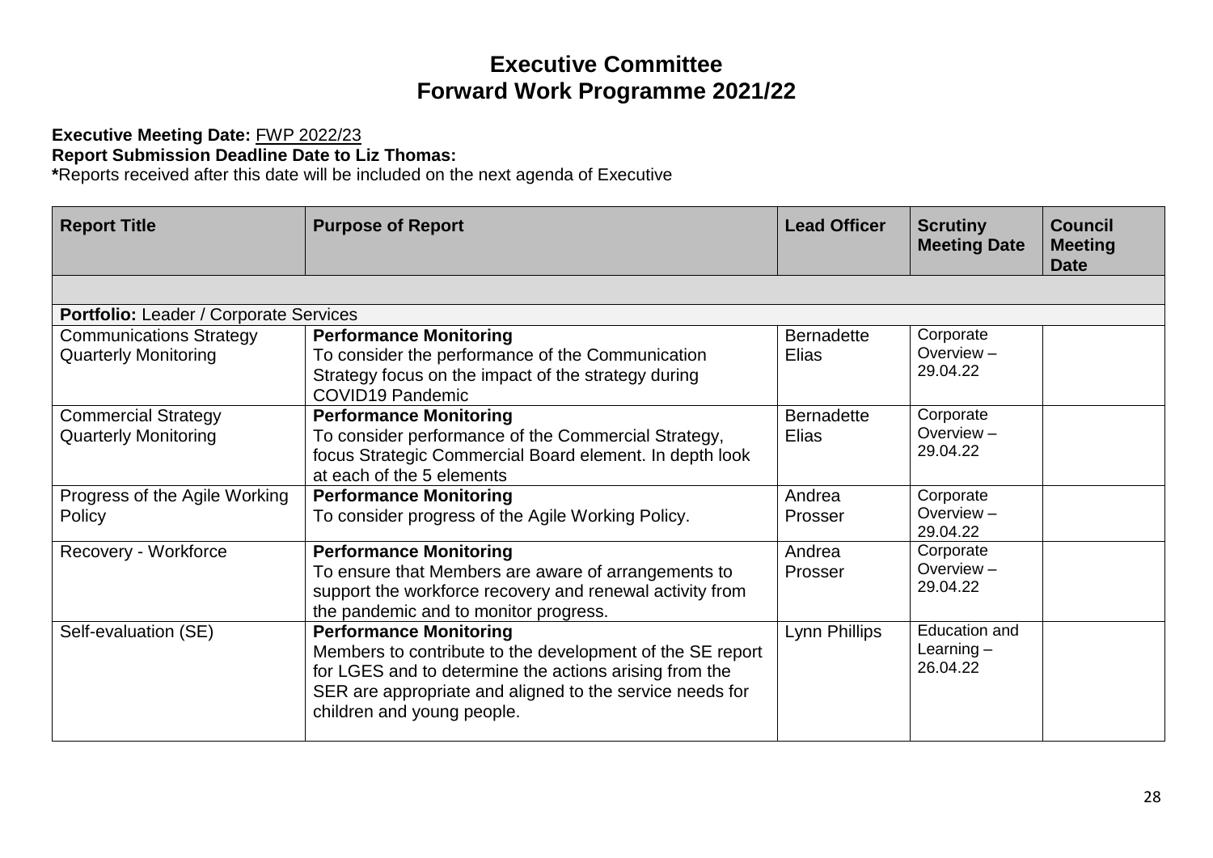# Executive Committee
# Forward Work Programme 2021/22

**Executive Meeting Date:** FWP 2022/23
**Report Submission Deadline Date to Liz Thomas:**
**\***Reports received after this date will be included on the next agenda of Executive

| Report Title | Purpose of Report | Lead Officer | Scrutiny Meeting Date | Council Meeting Date |
|---|---|---|---|---|
| | | | | |
| **Portfolio:** Leader / Corporate Services | | | | |
| Communications Strategy Quarterly Monitoring | **Performance Monitoring**<br>To consider the performance of the Communication Strategy focus on the impact of the strategy during COVID19 Pandemic | Bernadette Elias | Corporate Overview – 29.04.22 | |
| Commercial Strategy Quarterly Monitoring | **Performance Monitoring**<br>To consider performance of the Commercial Strategy, focus Strategic Commercial Board element. In depth look at each of the 5 elements | Bernadette Elias | Corporate Overview – 29.04.22 | |
| Progress of the Agile Working Policy | **Performance Monitoring**<br>To consider progress of the Agile Working Policy. | Andrea Prosser | Corporate Overview – 29.04.22 | |
| Recovery - Workforce | **Performance Monitoring**<br>To ensure that Members are aware of arrangements to support the workforce recovery and renewal activity from the pandemic and to monitor progress. | Andrea Prosser | Corporate Overview – 29.04.22 | |
| Self-evaluation (SE) | **Performance Monitoring**<br>Members to contribute to the development of the SE report for LGES and to determine the actions arising from the SER are appropriate and aligned to the service needs for children and young people. | Lynn Phillips | Education and Learning – 26.04.22 | |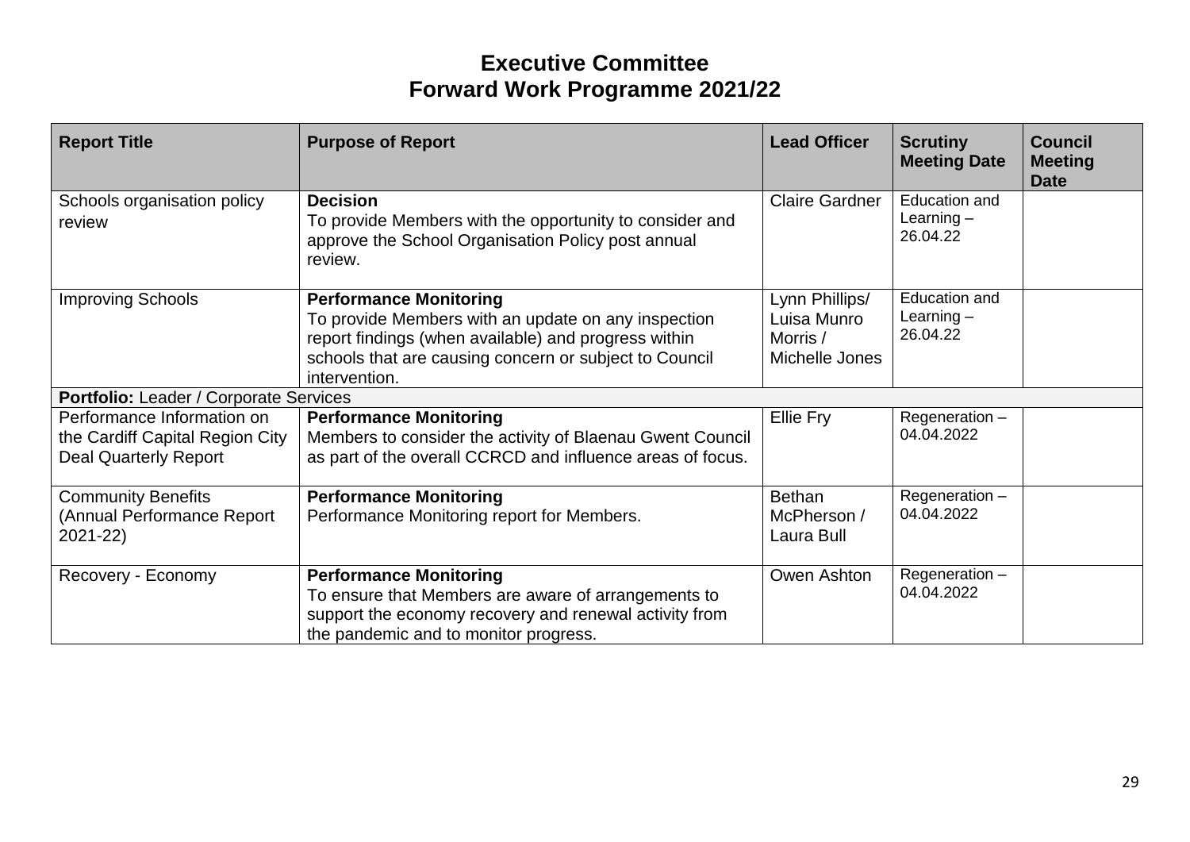# Executive Committee
# Forward Work Programme 2021/22

| Report Title | Purpose of Report | Lead Officer | Scrutiny Meeting Date | Council Meeting Date |
|---|---|---|---|---|
| Schools organisation policy review | **Decision**<br>To provide Members with the opportunity to consider and approve the School Organisation Policy post annual review. | Claire Gardner | Education and Learning – 26.04.22 | |
| Improving Schools | **Performance Monitoring**<br>To provide Members with an update on any inspection report findings (when available) and progress within schools that are causing concern or subject to Council intervention. | Lynn Phillips/ Luisa Munro Morris / Michelle Jones | Education and Learning – 26.04.22 | |
| **Portfolio:** Leader / Corporate Services | | | | |
| Performance Information on the Cardiff Capital Region City Deal Quarterly Report | **Performance Monitoring**<br>Members to consider the activity of Blaenau Gwent Council as part of the overall CCRCD and influence areas of focus. | Ellie Fry | Regeneration – 04.04.2022 | |
| Community Benefits (Annual Performance Report 2021-22) | **Performance Monitoring**<br>Performance Monitoring report for Members. | Bethan McPherson / Laura Bull | Regeneration – 04.04.2022 | |
| Recovery - Economy | **Performance Monitoring**<br>To ensure that Members are aware of arrangements to support the economy recovery and renewal activity from the pandemic and to monitor progress. | Owen Ashton | Regeneration – 04.04.2022 | |